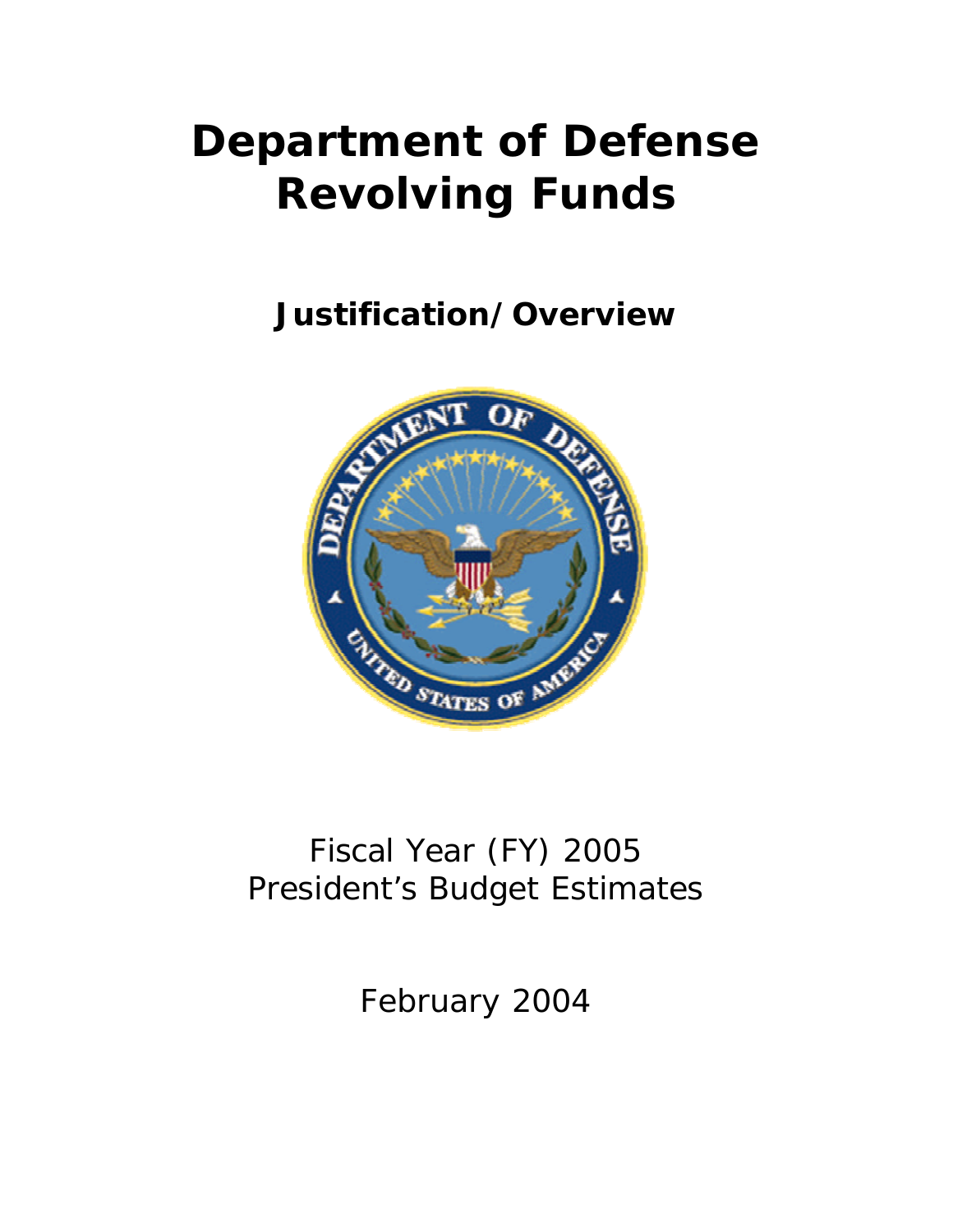# Department of Defense Revolving Funds

## Justification/Overview

Fiscal Year (FY) 2005
President's Budget Estimates

February 2004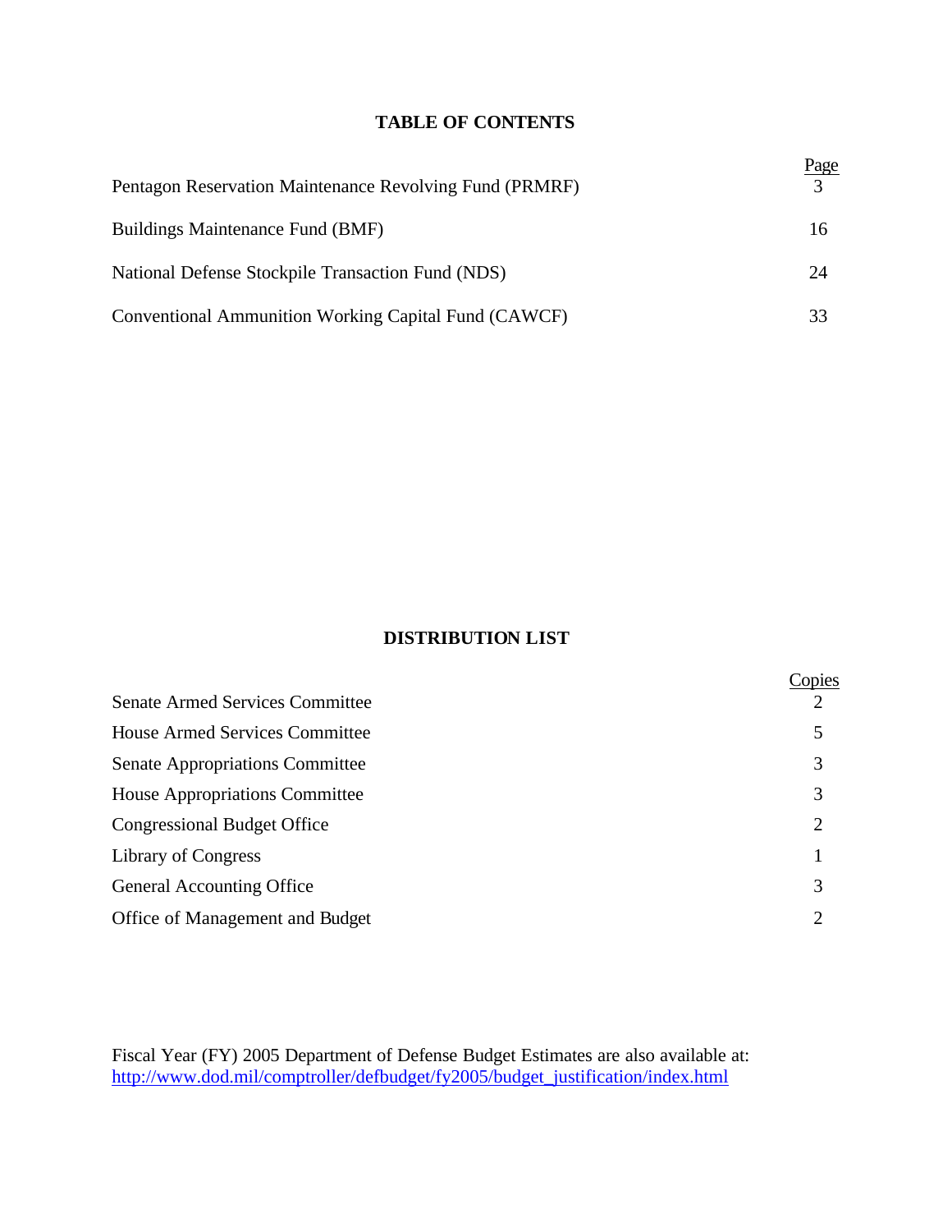## TABLE OF CONTENTS

| | Page |
|---|---|
| Pentagon Reservation Maintenance Revolving Fund (PRMRF) | 3 |
| Buildings Maintenance Fund (BMF) | 16 |
| National Defense Stockpile Transaction Fund (NDS) | 24 |
| Conventional Ammunition Working Capital Fund (CAWCF) | 33 |

## DISTRIBUTION LIST

| | Copies |
|---|---|
| Senate Armed Services Committee | 2 |
| House Armed Services Committee | 5 |
| Senate Appropriations Committee | 3 |
| House Appropriations Committee | 3 |
| Congressional Budget Office | 2 |
| Library of Congress | 1 |
| General Accounting Office | 3 |
| Office of Management and Budget | 2 |

Fiscal Year (FY) 2005 Department of Defense Budget Estimates are also available at:
http://www.dod.mil/comptroller/defbudget/fy2005/budget_justification/index.html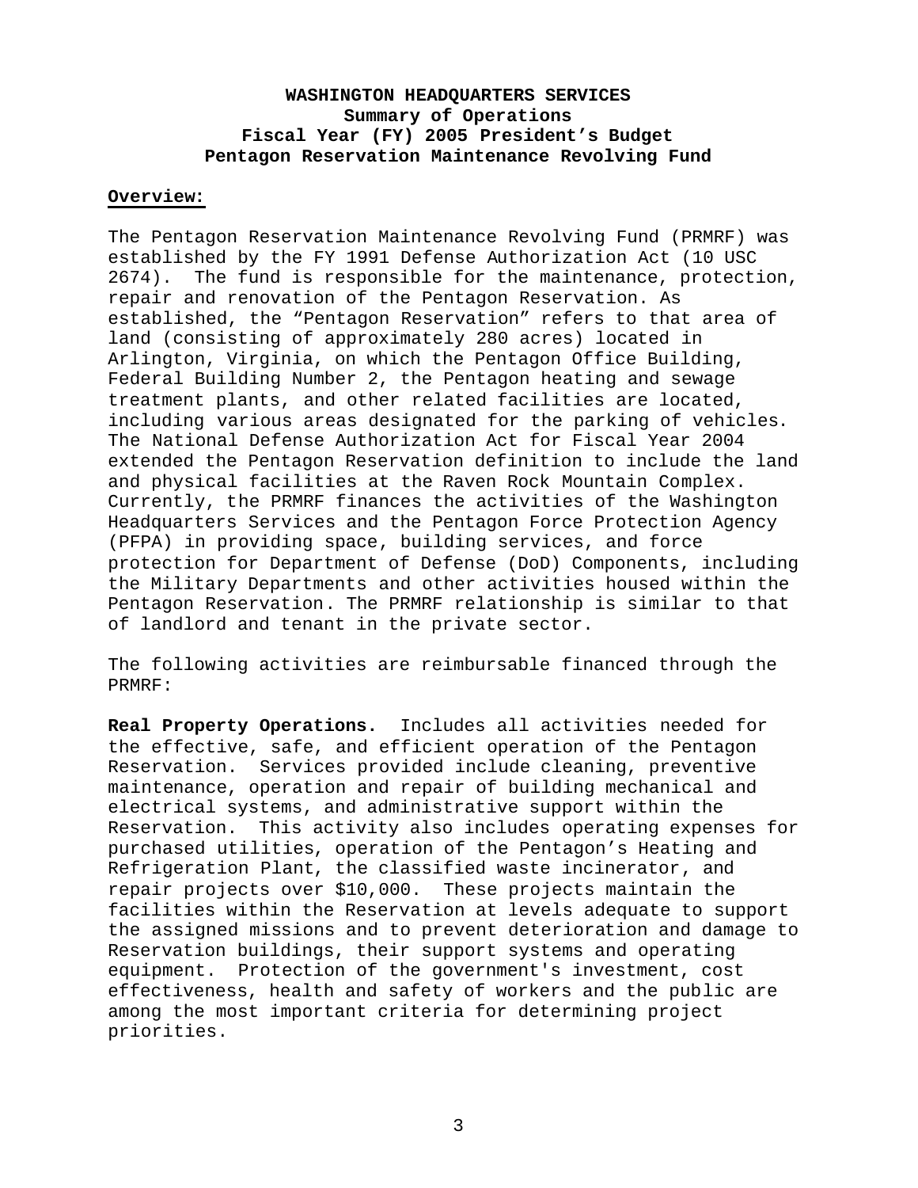**WASHINGTON HEADQUARTERS SERVICES**
**Summary of Operations**
**Fiscal Year (FY) 2005 President's Budget**
**Pentagon Reservation Maintenance Revolving Fund**

**Overview:**

The Pentagon Reservation Maintenance Revolving Fund (PRMRF) was established by the FY 1991 Defense Authorization Act (10 USC 2674). The fund is responsible for the maintenance, protection, repair and renovation of the Pentagon Reservation. As established, the "Pentagon Reservation" refers to that area of land (consisting of approximately 280 acres) located in Arlington, Virginia, on which the Pentagon Office Building, Federal Building Number 2, the Pentagon heating and sewage treatment plants, and other related facilities are located, including various areas designated for the parking of vehicles. The National Defense Authorization Act for Fiscal Year 2004 extended the Pentagon Reservation definition to include the land and physical facilities at the Raven Rock Mountain Complex. Currently, the PRMRF finances the activities of the Washington Headquarters Services and the Pentagon Force Protection Agency (PFPA) in providing space, building services, and force protection for Department of Defense (DoD) Components, including the Military Departments and other activities housed within the Pentagon Reservation. The PRMRF relationship is similar to that of landlord and tenant in the private sector.

The following activities are reimbursable financed through the PRMRF:

**Real Property Operations.** Includes all activities needed for the effective, safe, and efficient operation of the Pentagon Reservation. Services provided include cleaning, preventive maintenance, operation and repair of building mechanical and electrical systems, and administrative support within the Reservation. This activity also includes operating expenses for purchased utilities, operation of the Pentagon's Heating and Refrigeration Plant, the classified waste incinerator, and repair projects over $10,000. These projects maintain the facilities within the Reservation at levels adequate to support the assigned missions and to prevent deterioration and damage to Reservation buildings, their support systems and operating equipment. Protection of the government's investment, cost effectiveness, health and safety of workers and the public are among the most important criteria for determining project priorities.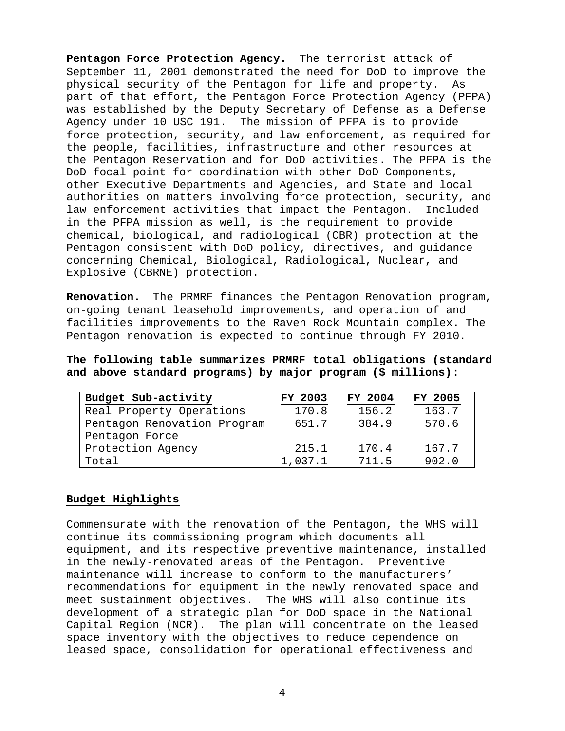**Pentagon Force Protection Agency.** The terrorist attack of September 11, 2001 demonstrated the need for DoD to improve the physical security of the Pentagon for life and property. As part of that effort, the Pentagon Force Protection Agency (PFPA) was established by the Deputy Secretary of Defense as a Defense Agency under 10 USC 191. The mission of PFPA is to provide force protection, security, and law enforcement, as required for the people, facilities, infrastructure and other resources at the Pentagon Reservation and for DoD activities. The PFPA is the DoD focal point for coordination with other DoD Components, other Executive Departments and Agencies, and State and local authorities on matters involving force protection, security, and law enforcement activities that impact the Pentagon. Included in the PFPA mission as well, is the requirement to provide chemical, biological, and radiological (CBR) protection at the Pentagon consistent with DoD policy, directives, and guidance concerning Chemical, Biological, Radiological, Nuclear, and Explosive (CBRNE) protection.

**Renovation.** The PRMRF finances the Pentagon Renovation program, on-going tenant leasehold improvements, and operation of and facilities improvements to the Raven Rock Mountain complex. The Pentagon renovation is expected to continue through FY 2010.

**The following table summarizes PRMRF total obligations (standard and above standard programs) by major program ($ millions):**

| Budget Sub-activity | FY 2003 | FY 2004 | FY 2005 |
|---|---|---|---|
| Real Property Operations | 170.8 | 156.2 | 163.7 |
| Pentagon Renovation Program | 651.7 | 384.9 | 570.6 |
| Pentagon Force Protection Agency | 215.1 | 170.4 | 167.7 |
| Total | 1,037.1 | 711.5 | 902.0 |

## Budget Highlights

Commensurate with the renovation of the Pentagon, the WHS will continue its commissioning program which documents all equipment, and its respective preventive maintenance, installed in the newly-renovated areas of the Pentagon. Preventive maintenance will increase to conform to the manufacturers' recommendations for equipment in the newly renovated space and meet sustainment objectives. The WHS will also continue its development of a strategic plan for DoD space in the National Capital Region (NCR). The plan will concentrate on the leased space inventory with the objectives to reduce dependence on leased space, consolidation for operational effectiveness and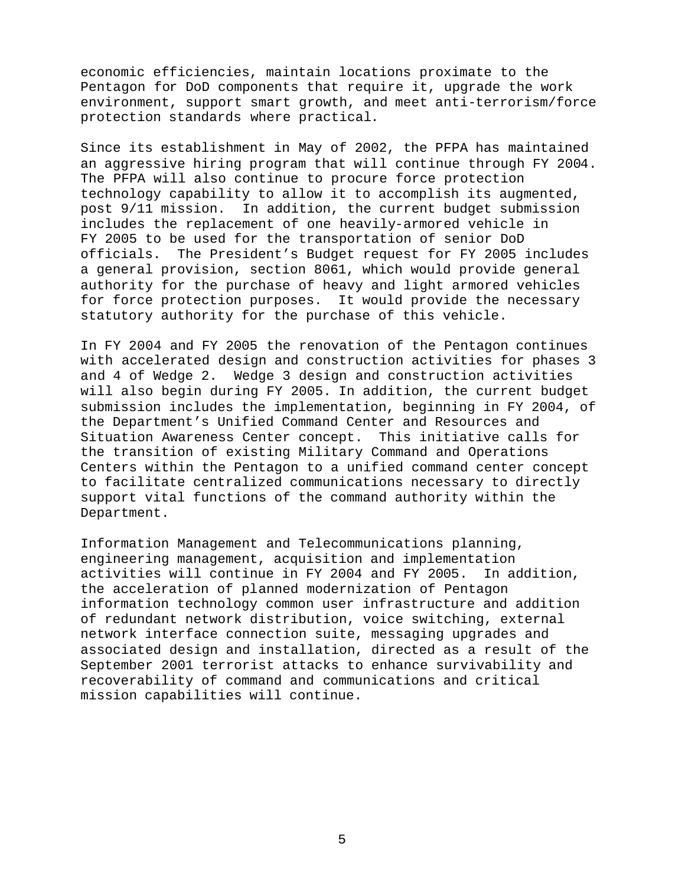economic efficiencies, maintain locations proximate to the Pentagon for DoD components that require it, upgrade the work environment, support smart growth, and meet anti-terrorism/force protection standards where practical.

Since its establishment in May of 2002, the PFPA has maintained an aggressive hiring program that will continue through FY 2004. The PFPA will also continue to procure force protection technology capability to allow it to accomplish its augmented, post 9/11 mission. In addition, the current budget submission includes the replacement of one heavily-armored vehicle in FY 2005 to be used for the transportation of senior DoD officials. The President's Budget request for FY 2005 includes a general provision, section 8061, which would provide general authority for the purchase of heavy and light armored vehicles for force protection purposes. It would provide the necessary statutory authority for the purchase of this vehicle.

In FY 2004 and FY 2005 the renovation of the Pentagon continues with accelerated design and construction activities for phases 3 and 4 of Wedge 2. Wedge 3 design and construction activities will also begin during FY 2005. In addition, the current budget submission includes the implementation, beginning in FY 2004, of the Department's Unified Command Center and Resources and Situation Awareness Center concept. This initiative calls for the transition of existing Military Command and Operations Centers within the Pentagon to a unified command center concept to facilitate centralized communications necessary to directly support vital functions of the command authority within the Department.

Information Management and Telecommunications planning, engineering management, acquisition and implementation activities will continue in FY 2004 and FY 2005. In addition, the acceleration of planned modernization of Pentagon information technology common user infrastructure and addition of redundant network distribution, voice switching, external network interface connection suite, messaging upgrades and associated design and installation, directed as a result of the September 2001 terrorist attacks to enhance survivability and recoverability of command and communications and critical mission capabilities will continue.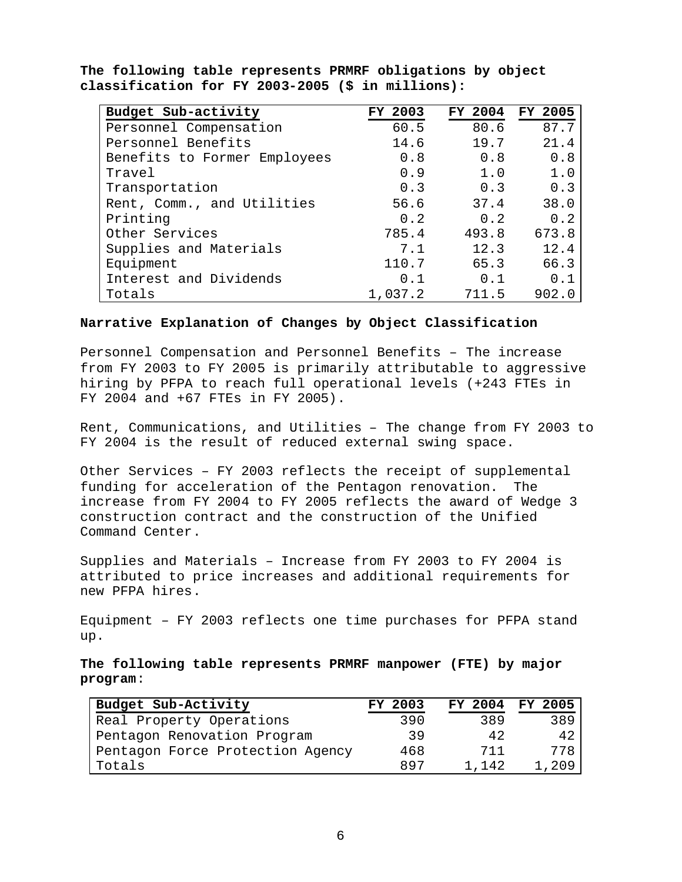**The following table represents PRMRF obligations by object classification for FY 2003-2005 ($ in millions):**

| Budget Sub-activity | FY 2003 | FY 2004 | FY 2005 |
|---|---|---|---|
| Personnel Compensation | 60.5 | 80.6 | 87.7 |
| Personnel Benefits | 14.6 | 19.7 | 21.4 |
| Benefits to Former Employees | 0.8 | 0.8 | 0.8 |
| Travel | 0.9 | 1.0 | 1.0 |
| Transportation | 0.3 | 0.3 | 0.3 |
| Rent, Comm., and Utilities | 56.6 | 37.4 | 38.0 |
| Printing | 0.2 | 0.2 | 0.2 |
| Other Services | 785.4 | 493.8 | 673.8 |
| Supplies and Materials | 7.1 | 12.3 | 12.4 |
| Equipment | 110.7 | 65.3 | 66.3 |
| Interest and Dividends | 0.1 | 0.1 | 0.1 |
| Totals | 1,037.2 | 711.5 | 902.0 |

**Narrative Explanation of Changes by Object Classification**

Personnel Compensation and Personnel Benefits – The increase from FY 2003 to FY 2005 is primarily attributable to aggressive hiring by PFPA to reach full operational levels (+243 FTEs in FY 2004 and +67 FTEs in FY 2005).

Rent, Communications, and Utilities – The change from FY 2003 to FY 2004 is the result of reduced external swing space.

Other Services – FY 2003 reflects the receipt of supplemental funding for acceleration of the Pentagon renovation. The increase from FY 2004 to FY 2005 reflects the award of Wedge 3 construction contract and the construction of the Unified Command Center.

Supplies and Materials – Increase from FY 2003 to FY 2004 is attributed to price increases and additional requirements for new PFPA hires.

Equipment – FY 2003 reflects one time purchases for PFPA stand up.

**The following table represents PRMRF manpower (FTE) by major program**:

| Budget Sub-Activity | FY 2003 | FY 2004 | FY 2005 |
|---|---|---|---|
| Real Property Operations | 390 | 389 | 389 |
| Pentagon Renovation Program | 39 | 42 | 42 |
| Pentagon Force Protection Agency | 468 | 711 | 778 |
| Totals | 897 | 1,142 | 1,209 |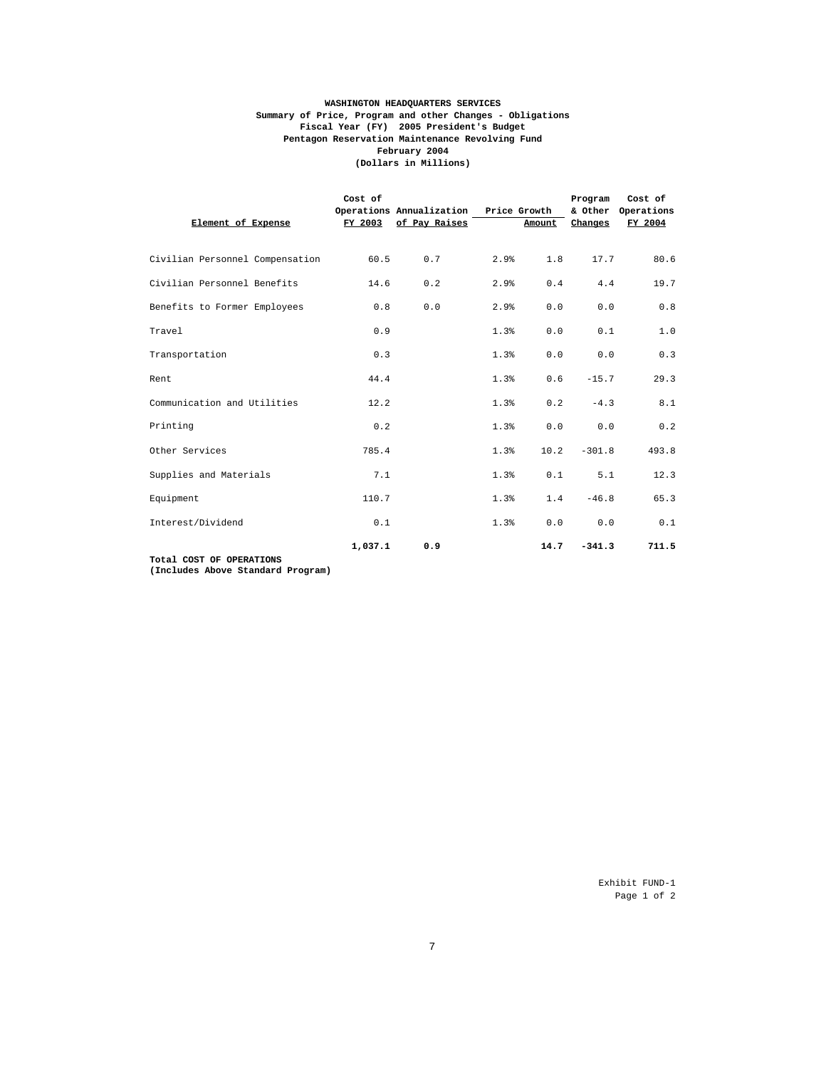**WASHINGTON HEADQUARTERS SERVICES**
**Summary of Price, Program and other Changes - Obligations**
**Fiscal Year (FY) 2005 President's Budget**
**Pentagon Reservation Maintenance Revolving Fund**
**February 2004**
**(Dollars in Millions)**

| Element of Expense | Cost of Operations FY 2003 | Annualization of Pay Raises | Price Growth | Price Growth Amount | Program & Other Changes | Cost of Operations FY 2004 |
|---|---|---|---|---|---|---|
| Civilian Personnel Compensation | 60.5 | 0.7 | 2.9% | 1.8 | 17.7 | 80.6 |
| Civilian Personnel Benefits | 14.6 | 0.2 | 2.9% | 0.4 | 4.4 | 19.7 |
| Benefits to Former Employees | 0.8 | 0.0 | 2.9% | 0.0 | 0.0 | 0.8 |
| Travel | 0.9 | | 1.3% | 0.0 | 0.1 | 1.0 |
| Transportation | 0.3 | | 1.3% | 0.0 | 0.0 | 0.3 |
| Rent | 44.4 | | 1.3% | 0.6 | -15.7 | 29.3 |
| Communication and Utilities | 12.2 | | 1.3% | 0.2 | -4.3 | 8.1 |
| Printing | 0.2 | | 1.3% | 0.0 | 0.0 | 0.2 |
| Other Services | 785.4 | | 1.3% | 10.2 | -301.8 | 493.8 |
| Supplies and Materials | 7.1 | | 1.3% | 0.1 | 5.1 | 12.3 |
| Equipment | 110.7 | | 1.3% | 1.4 | -46.8 | 65.3 |
| Interest/Dividend | 0.1 | | 1.3% | 0.0 | 0.0 | 0.1 |
| **Total COST OF OPERATIONS (Includes Above Standard Program)** | **1,037.1** | **0.9** | | **14.7** | **-341.3** | **711.5** |

Exhibit FUND-1
Page 1 of 2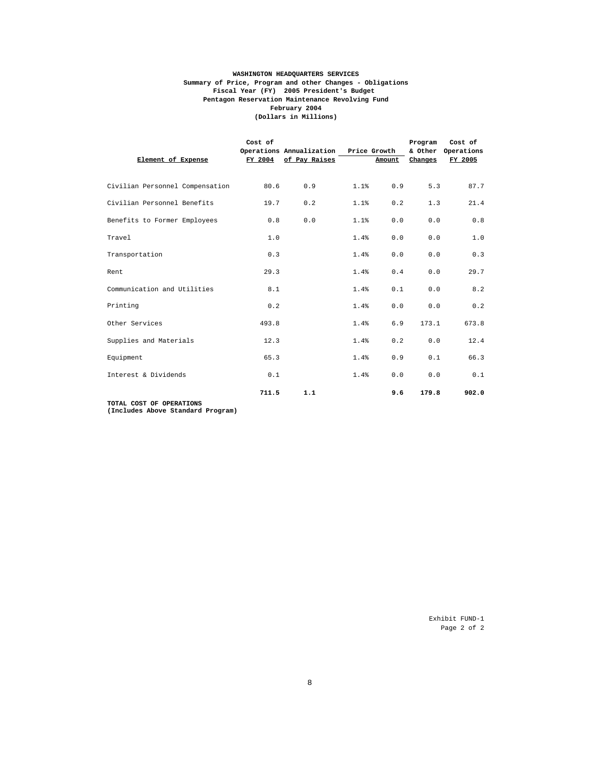**WASHINGTON HEADQUARTERS SERVICES**
**Summary of Price, Program and other Changes - Obligations**
**Fiscal Year (FY) 2005 President's Budget**
**Pentagon Reservation Maintenance Revolving Fund**
**February 2004**
**(Dollars in Millions)**

| Element of Expense | Cost of Operations FY 2004 | Annualization of Pay Raises | Price Growth | Price Growth Amount | Program & Other Changes | Cost of Operations FY 2005 |
|---|---|---|---|---|---|---|
| Civilian Personnel Compensation | 80.6 | 0.9 | 1.1% | 0.9 | 5.3 | 87.7 |
| Civilian Personnel Benefits | 19.7 | 0.2 | 1.1% | 0.2 | 1.3 | 21.4 |
| Benefits to Former Employees | 0.8 | 0.0 | 1.1% | 0.0 | 0.0 | 0.8 |
| Travel | 1.0 | | 1.4% | 0.0 | 0.0 | 1.0 |
| Transportation | 0.3 | | 1.4% | 0.0 | 0.0 | 0.3 |
| Rent | 29.3 | | 1.4% | 0.4 | 0.0 | 29.7 |
| Communication and Utilities | 8.1 | | 1.4% | 0.1 | 0.0 | 8.2 |
| Printing | 0.2 | | 1.4% | 0.0 | 0.0 | 0.2 |
| Other Services | 493.8 | | 1.4% | 6.9 | 173.1 | 673.8 |
| Supplies and Materials | 12.3 | | 1.4% | 0.2 | 0.0 | 12.4 |
| Equipment | 65.3 | | 1.4% | 0.9 | 0.1 | 66.3 |
| Interest & Dividends | 0.1 | | 1.4% | 0.0 | 0.0 | 0.1 |
| **TOTAL COST OF OPERATIONS (Includes Above Standard Program)** | **711.5** | **1.1** | | **9.6** | **179.8** | **902.0** |

Exhibit FUND-1
Page 2 of 2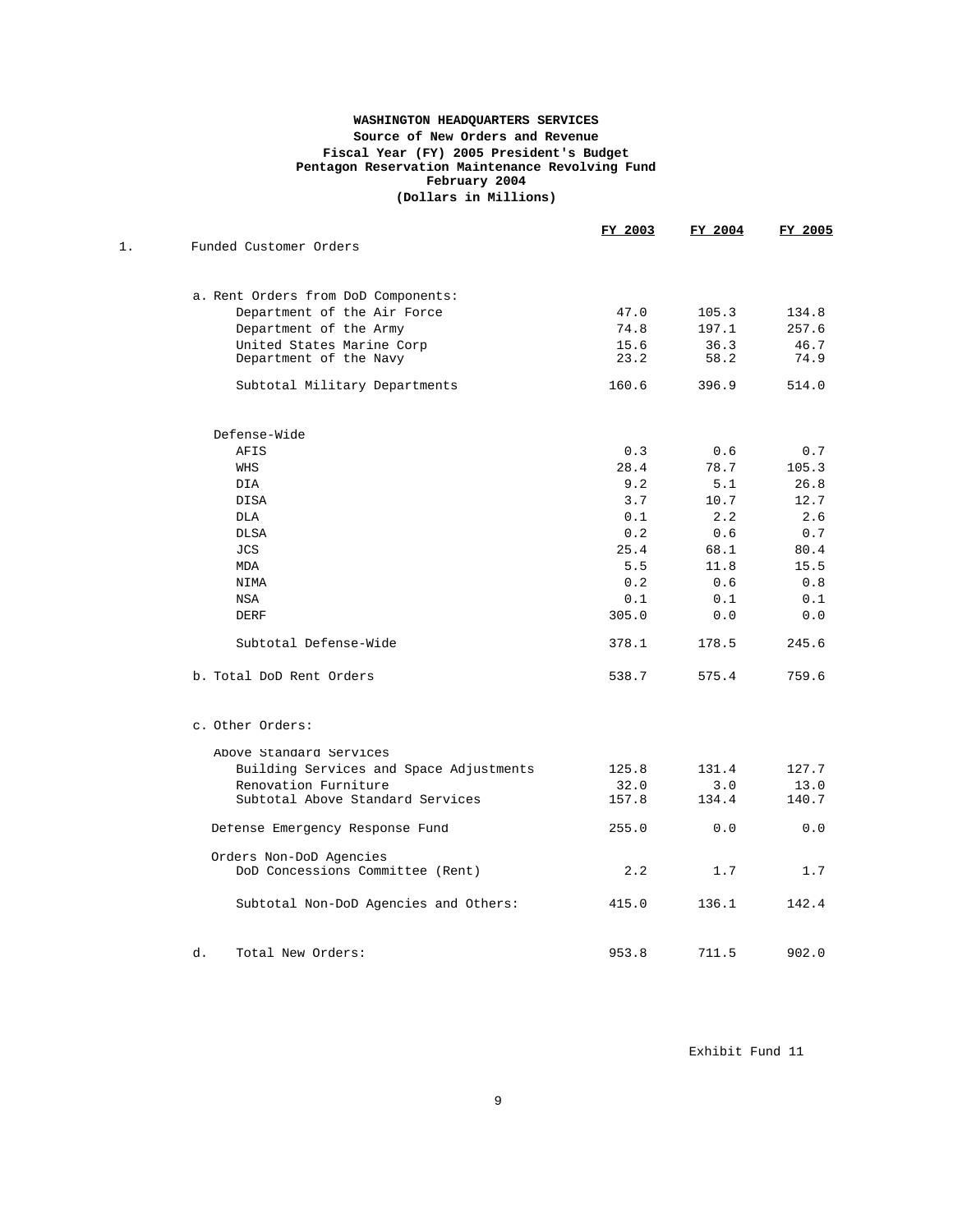**WASHINGTON HEADQUARTERS SERVICES**
**Source of New Orders and Revenue**
**Fiscal Year (FY) 2005 President's Budget**
**Pentagon Reservation Maintenance Revolving Fund**
**February 2004**
**(Dollars in Millions)**

| | FY 2003 | FY 2004 | FY 2005 |
|---|---|---|---|
| 1. Funded Customer Orders | | | |
| a. Rent Orders from DoD Components: | | | |
| Department of the Air Force | 47.0 | 105.3 | 134.8 |
| Department of the Army | 74.8 | 197.1 | 257.6 |
| United States Marine Corp | 15.6 | 36.3 | 46.7 |
| Department of the Navy | 23.2 | 58.2 | 74.9 |
| Subtotal Military Departments | 160.6 | 396.9 | 514.0 |
| Defense-Wide | | | |
| AFIS | 0.3 | 0.6 | 0.7 |
| WHS | 28.4 | 78.7 | 105.3 |
| DIA | 9.2 | 5.1 | 26.8 |
| DISA | 3.7 | 10.7 | 12.7 |
| DLA | 0.1 | 2.2 | 2.6 |
| DLSA | 0.2 | 0.6 | 0.7 |
| JCS | 25.4 | 68.1 | 80.4 |
| MDA | 5.5 | 11.8 | 15.5 |
| NIMA | 0.2 | 0.6 | 0.8 |
| NSA | 0.1 | 0.1 | 0.1 |
| DERF | 305.0 | 0.0 | 0.0 |
| Subtotal Defense-Wide | 378.1 | 178.5 | 245.6 |
| b. Total DoD Rent Orders | 538.7 | 575.4 | 759.6 |
| c. Other Orders: | | | |
| Above Standard Services | | | |
| Building Services and Space Adjustments | 125.8 | 131.4 | 127.7 |
| Renovation Furniture | 32.0 | 3.0 | 13.0 |
| Subtotal Above Standard Services | 157.8 | 134.4 | 140.7 |
| Defense Emergency Response Fund | 255.0 | 0.0 | 0.0 |
| Orders Non-DoD Agencies | | | |
| DoD Concessions Committee (Rent) | 2.2 | 1.7 | 1.7 |
| Subtotal Non-DoD Agencies and Others: | 415.0 | 136.1 | 142.4 |
| d. Total New Orders: | 953.8 | 711.5 | 902.0 |

Exhibit Fund 11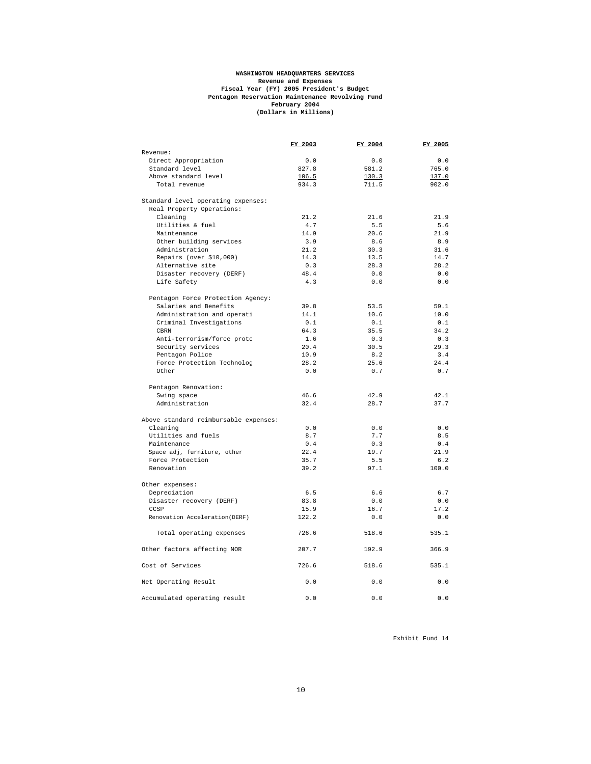**WASHINGTON HEADQUARTERS SERVICES**
**Revenue and Expenses**
**Fiscal Year (FY) 2005 President's Budget**
**Pentagon Reservation Maintenance Revolving Fund**
**February 2004**
**(Dollars in Millions)**

| | FY 2003 | FY 2004 | FY 2005 |
|---|---|---|---|
| Revenue: | | | |
| Direct Appropriation | 0.0 | 0.0 | 0.0 |
| Standard level | 827.8 | 581.2 | 765.0 |
| Above standard level | 106.5 | 130.3 | 137.0 |
| Total revenue | 934.3 | 711.5 | 902.0 |
| | | | |
| Standard level operating expenses: | | | |
| Real Property Operations: | | | |
| Cleaning | 21.2 | 21.6 | 21.9 |
| Utilities & fuel | 4.7 | 5.5 | 5.6 |
| Maintenance | 14.9 | 20.6 | 21.9 |
| Other building services | 3.9 | 8.6 | 8.9 |
| Administration | 21.2 | 30.3 | 31.6 |
| Repairs (over $10,000) | 14.3 | 13.5 | 14.7 |
| Alternative site | 0.3 | 28.3 | 28.2 |
| Disaster recovery (DERF) | 48.4 | 0.0 | 0.0 |
| Life Safety | 4.3 | 0.0 | 0.0 |
| | | | |
| Pentagon Force Protection Agency: | | | |
| Salaries and Benefits | 39.8 | 53.5 | 59.1 |
| Administration and operati | 14.1 | 10.6 | 10.0 |
| Criminal Investigations | 0.1 | 0.1 | 0.1 |
| CBRN | 64.3 | 35.5 | 34.2 |
| Anti-terrorism/force prote | 1.6 | 0.3 | 0.3 |
| Security services | 20.4 | 30.5 | 29.3 |
| Pentagon Police | 10.9 | 8.2 | 3.4 |
| Force Protection Technoloç | 28.2 | 25.6 | 24.4 |
| Other | 0.0 | 0.7 | 0.7 |
| | | | |
| Pentagon Renovation: | | | |
| Swing space | 46.6 | 42.9 | 42.1 |
| Administration | 32.4 | 28.7 | 37.7 |
| | | | |
| Above standard reimbursable expenses: | | | |
| Cleaning | 0.0 | 0.0 | 0.0 |
| Utilities and fuels | 8.7 | 7.7 | 8.5 |
| Maintenance | 0.4 | 0.3 | 0.4 |
| Space adj, furniture, other | 22.4 | 19.7 | 21.9 |
| Force Protection | 35.7 | 5.5 | 6.2 |
| Renovation | 39.2 | 97.1 | 100.0 |
| | | | |
| Other expenses: | | | |
| Depreciation | 6.5 | 6.6 | 6.7 |
| Disaster recovery (DERF) | 83.8 | 0.0 | 0.0 |
| CCSP | 15.9 | 16.7 | 17.2 |
| Renovation Acceleration(DERF) | 122.2 | 0.0 | 0.0 |
| | | | |
| Total operating expenses | 726.6 | 518.6 | 535.1 |
| | | | |
| Other factors affecting NOR | 207.7 | 192.9 | 366.9 |
| | | | |
| Cost of Services | 726.6 | 518.6 | 535.1 |
| | | | |
| Net Operating Result | 0.0 | 0.0 | 0.0 |
| | | | |
| Accumulated operating result | 0.0 | 0.0 | 0.0 |

Exhibit Fund 14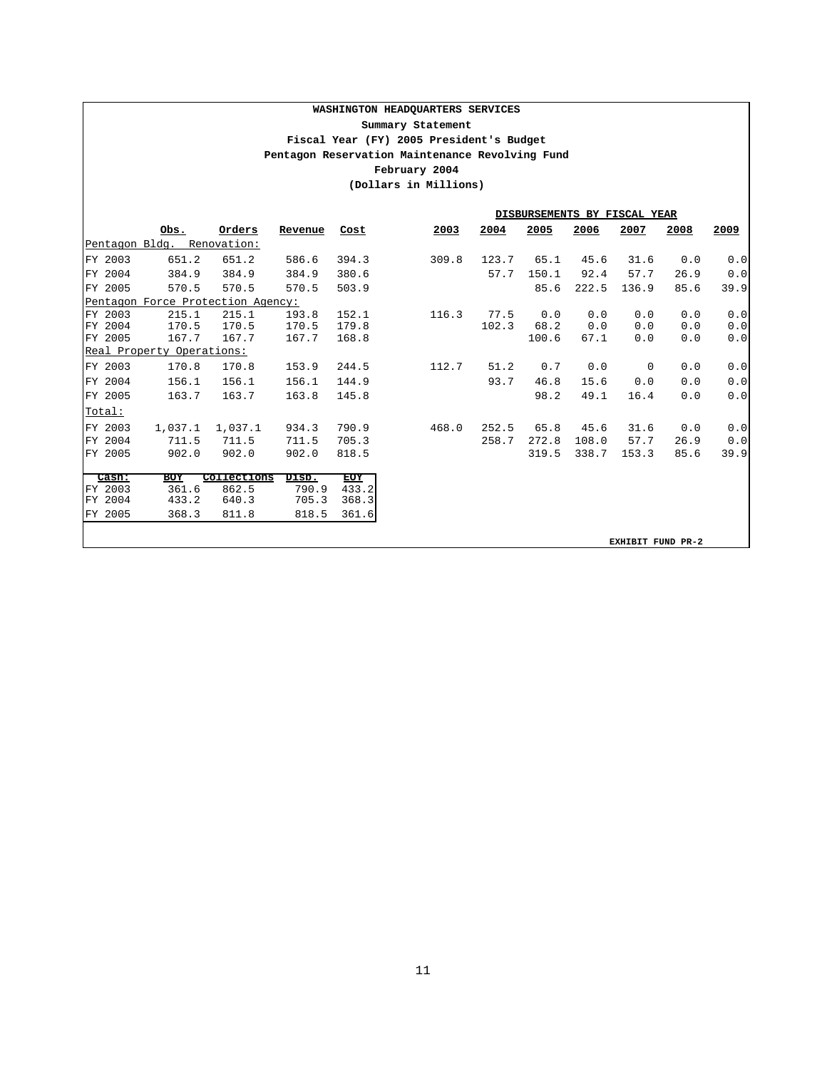**WASHINGTON HEADQUARTERS SERVICES**

**Summary Statement**

**Fiscal Year (FY) 2005 President's Budget**

**Pentagon Reservation Maintenance Revolving Fund**

**February 2004**

**(Dollars in Millions)**

| | Obs. | Orders | Revenue | Cost | 2003 | 2004 | 2005 | 2006 | 2007 | 2008 | 2009 |
|---|---|---|---|---|---|---|---|---|---|---|---|
| | | | | | DISBURSEMENTS BY FISCAL YEAR | | | | | | |
| Pentagon Bldg. Renovation: | | | | | | | | | | | |
| FY 2003 | 651.2 | 651.2 | 586.6 | 394.3 | 309.8 | 123.7 | 65.1 | 45.6 | 31.6 | 0.0 | 0.0 |
| FY 2004 | 384.9 | 384.9 | 384.9 | 380.6 | | 57.7 | 150.1 | 92.4 | 57.7 | 26.9 | 0.0 |
| FY 2005 | 570.5 | 570.5 | 570.5 | 503.9 | | | 85.6 | 222.5 | 136.9 | 85.6 | 39.9 |
| Pentagon Force Protection Agency: | | | | | | | | | | | |
| FY 2003 | 215.1 | 215.1 | 193.8 | 152.1 | 116.3 | 77.5 | 0.0 | 0.0 | 0.0 | 0.0 | 0.0 |
| FY 2004 | 170.5 | 170.5 | 170.5 | 179.8 | | 102.3 | 68.2 | 0.0 | 0.0 | 0.0 | 0.0 |
| FY 2005 | 167.7 | 167.7 | 167.7 | 168.8 | | | 100.6 | 67.1 | 0.0 | 0.0 | 0.0 |
| Real Property Operations: | | | | | | | | | | | |
| FY 2003 | 170.8 | 170.8 | 153.9 | 244.5 | 112.7 | 51.2 | 0.7 | 0.0 | 0 | 0.0 | 0.0 |
| FY 2004 | 156.1 | 156.1 | 156.1 | 144.9 | | 93.7 | 46.8 | 15.6 | 0.0 | 0.0 | 0.0 |
| FY 2005 | 163.7 | 163.7 | 163.8 | 145.8 | | | 98.2 | 49.1 | 16.4 | 0.0 | 0.0 |
| Total: | | | | | | | | | | | |
| FY 2003 | 1,037.1 | 1,037.1 | 934.3 | 790.9 | 468.0 | 252.5 | 65.8 | 45.6 | 31.6 | 0.0 | 0.0 |
| FY 2004 | 711.5 | 711.5 | 711.5 | 705.3 | | 258.7 | 272.8 | 108.0 | 57.7 | 26.9 | 0.0 |
| FY 2005 | 902.0 | 902.0 | 902.0 | 818.5 | | | 319.5 | 338.7 | 153.3 | 85.6 | 39.9 |

| Cash: | BOY | Collections | Disb. | EOY |
|---|---|---|---|---|
| FY 2003 | 361.6 | 862.5 | 790.9 | 433.2 |
| FY 2004 | 433.2 | 640.3 | 705.3 | 368.3 |
| FY 2005 | 368.3 | 811.8 | 818.5 | 361.6 |

**EXHIBIT FUND PR-2**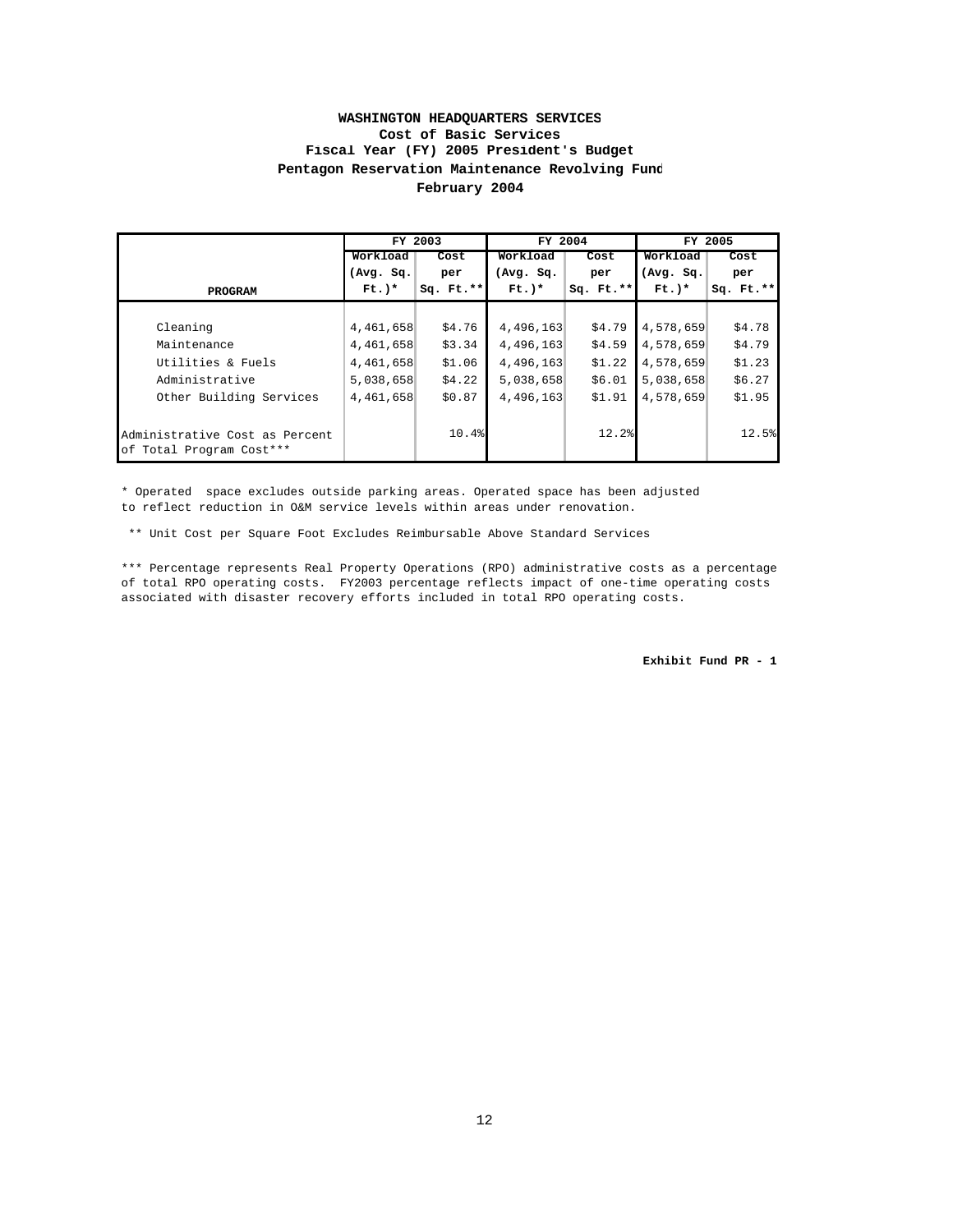**WASHINGTON HEADQUARTERS SERVICES**
**Cost of Basic Services**
**Fiscal Year (FY) 2005 President's Budget**
**Pentagon Reservation Maintenance Revolving Fund**
**February 2004**

| PROGRAM | FY 2003 | | FY 2004 | | FY 2005 | |
|---|---|---|---|---|---|---|
| | Workload (Avg. Sq. Ft.)* | Cost per Sq. Ft.** | Workload (Avg. Sq. Ft.)* | Cost per Sq. Ft.** | Workload (Avg. Sq. Ft.)* | Cost per Sq. Ft.** |
| Cleaning | 4,461,658 | $4.76 | 4,496,163 | $4.79 | 4,578,659 | $4.78 |
| Maintenance | 4,461,658 | $3.34 | 4,496,163 | $4.59 | 4,578,659 | $4.79 |
| Utilities & Fuels | 4,461,658 | $1.06 | 4,496,163 | $1.22 | 4,578,659 | $1.23 |
| Administrative | 5,038,658 | $4.22 | 5,038,658 | $6.01 | 5,038,658 | $6.27 |
| Other Building Services | 4,461,658 | $0.87 | 4,496,163 | $1.91 | 4,578,659 | $1.95 |
| Administrative Cost as Percent of Total Program Cost*** | | 10.4% | | 12.2% | | 12.5% |

* Operated space excludes outside parking areas. Operated space has been adjusted to reflect reduction in O&M service levels within areas under renovation.

** Unit Cost per Square Foot Excludes Reimbursable Above Standard Services

*** Percentage represents Real Property Operations (RPO) administrative costs as a percentage of total RPO operating costs. FY2003 percentage reflects impact of one-time operating costs associated with disaster recovery efforts included in total RPO operating costs.

**Exhibit Fund PR - 1**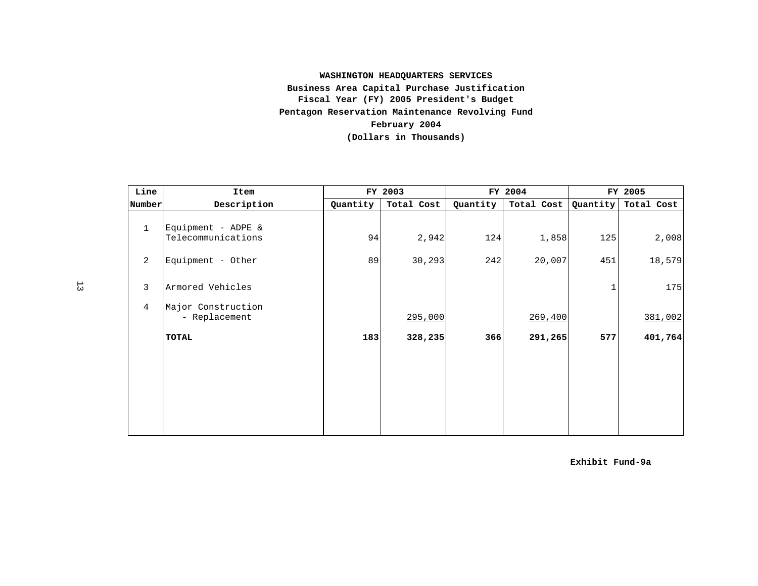**WASHINGTON HEADQUARTERS SERVICES**
**Business Area Capital Purchase Justification**
**Fiscal Year (FY) 2005 President's Budget**
**Pentagon Reservation Maintenance Revolving Fund**
**February 2004**
**(Dollars in Thousands)**

| Line | Item | FY 2003 | | FY 2004 | | FY 2005 | |
|---|---|---|---|---|---|---|---|
| Number | Description | Quantity | Total Cost | Quantity | Total Cost | Quantity | Total Cost |
| 1 | Equipment - ADPE & Telecommunications | 94 | 2,942 | 124 | 1,858 | 125 | 2,008 |
| 2 | Equipment - Other | 89 | 30,293 | 242 | 20,007 | 451 | 18,579 |
| 3 | Armored Vehicles | | | | | 1 | 175 |
| 4 | Major Construction - Replacement | | 295,000 | | 269,400 | | 381,002 |
| | **TOTAL** | **183** | **328,235** | **366** | **291,265** | **577** | **401,764** |

**Exhibit Fund-9a**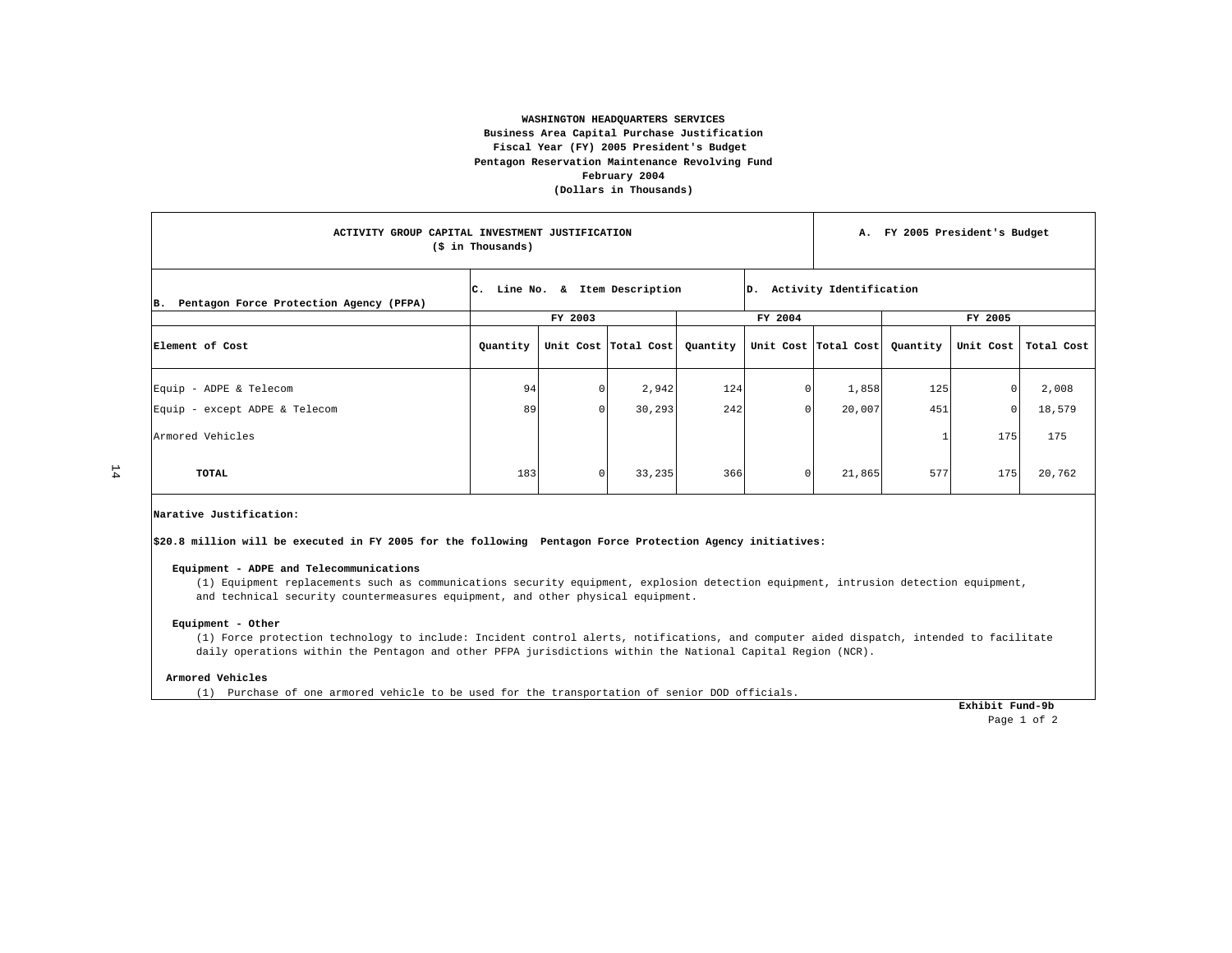**WASHINGTON HEADQUARTERS SERVICES**
**Business Area Capital Purchase Justification**
**Fiscal Year (FY) 2005 President's Budget**
**Pentagon Reservation Maintenance Revolving Fund**
**February 2004**
**(Dollars in Thousands)**

| ACTIVITY GROUP CAPITAL INVESTMENT JUSTIFICATION ($ in Thousands) | | | | | | | A. FY 2005 President's Budget | | |
|---|---|---|---|---|---|---|---|---|---|
| B. Pentagon Force Protection Agency (PFPA) | C. Line No. & Item Description | | | D. Activity Identification | | | | | |
| | FY 2003 | | | FY 2004 | | | FY 2005 | | |
| Element of Cost | Quantity | Unit Cost | Total Cost | Quantity | Unit Cost | Total Cost | Quantity | Unit Cost | Total Cost |
| Equip - ADPE & Telecom | 94 | 0 | 2,942 | 124 | 0 | 1,858 | 125 | 0 | 2,008 |
| Equip - except ADPE & Telecom | 89 | 0 | 30,293 | 242 | 0 | 20,007 | 451 | 0 | 18,579 |
| Armored Vehicles | | | | | | | 1 | 175 | 175 |
| **TOTAL** | 183 | 0 | 33,235 | 366 | 0 | 21,865 | 577 | 175 | 20,762 |

**Narative Justification:**

**$20.8 million will be executed in FY 2005 for the following Pentagon Force Protection Agency initiatives:**

**Equipment - ADPE and Telecommunications**
(1) Equipment replacements such as communications security equipment, explosion detection equipment, intrusion detection equipment, and technical security countermeasures equipment, and other physical equipment.

**Equipment - Other**
(1) Force protection technology to include: Incident control alerts, notifications, and computer aided dispatch, intended to facilitate daily operations within the Pentagon and other PFPA jurisdictions within the National Capital Region (NCR).

**Armored Vehicles**
(1) Purchase of one armored vehicle to be used for the transportation of senior DOD officials.

**Exhibit Fund-9b**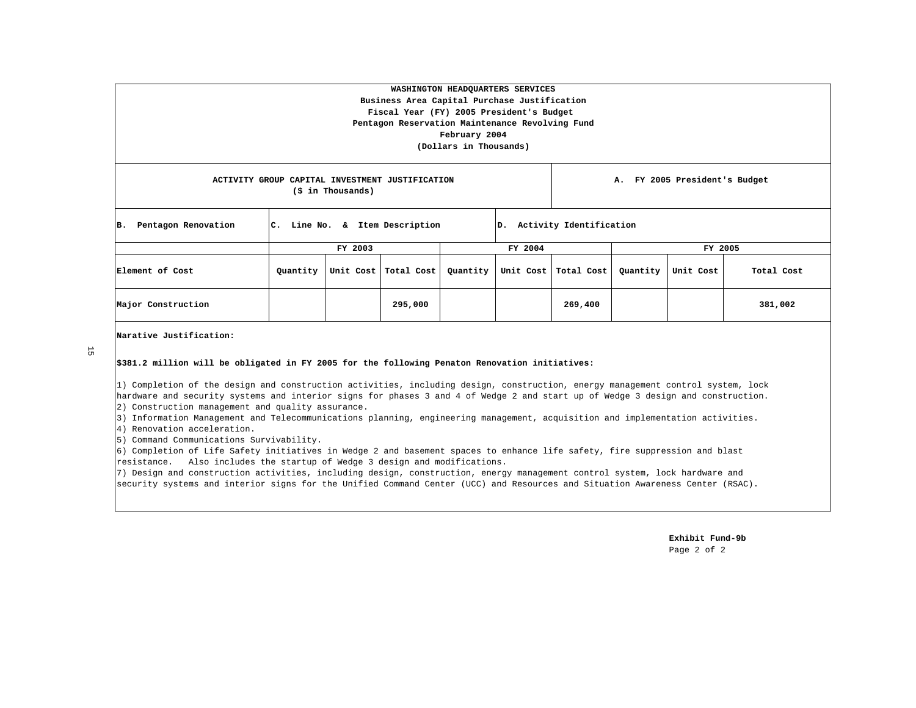**WASHINGTON HEADQUARTERS SERVICES**
**Business Area Capital Purchase Justification**
**Fiscal Year (FY) 2005 President's Budget**
**Pentagon Reservation Maintenance Revolving Fund**
**February 2004**
**(Dollars in Thousands)**

| ACTIVITY GROUP CAPITAL INVESTMENT JUSTIFICATION ($ in Thousands) | | | | | | | A. FY 2005 President's Budget | | |
|---|---|---|---|---|---|---|---|---|---|
| B. Pentagon Renovation | C. Line No. & Item Description | | | D. Activity Identification | | | | | |
| | FY 2003 | | | FY 2004 | | | FY 2005 | | |
| Element of Cost | Quantity | Unit Cost | Total Cost | Quantity | Unit Cost | Total Cost | Quantity | Unit Cost | Total Cost |
| Major Construction | | | 295,000 | | | 269,400 | | | 381,002 |

**Narative Justification:**

**$381.2 million will be obligated in FY 2005 for the following Penaton Renovation initiatives:**

1) Completion of the design and construction activities, including design, construction, energy management control system, lock hardware and security systems and interior signs for phases 3 and 4 of Wedge 2 and start up of Wedge 3 design and construction.
2) Construction management and quality assurance.
3) Information Management and Telecommunications planning, engineering management, acquisition and implementation activities.
4) Renovation acceleration.
5) Command Communications Survivability.
6) Completion of Life Safety initiatives in Wedge 2 and basement spaces to enhance life safety, fire suppression and blast resistance. Also includes the startup of Wedge 3 design and modifications.
7) Design and construction activities, including design, construction, energy management control system, lock hardware and security systems and interior signs for the Unified Command Center (UCC) and Resources and Situation Awareness Center (RSAC).

**Exhibit Fund-9b**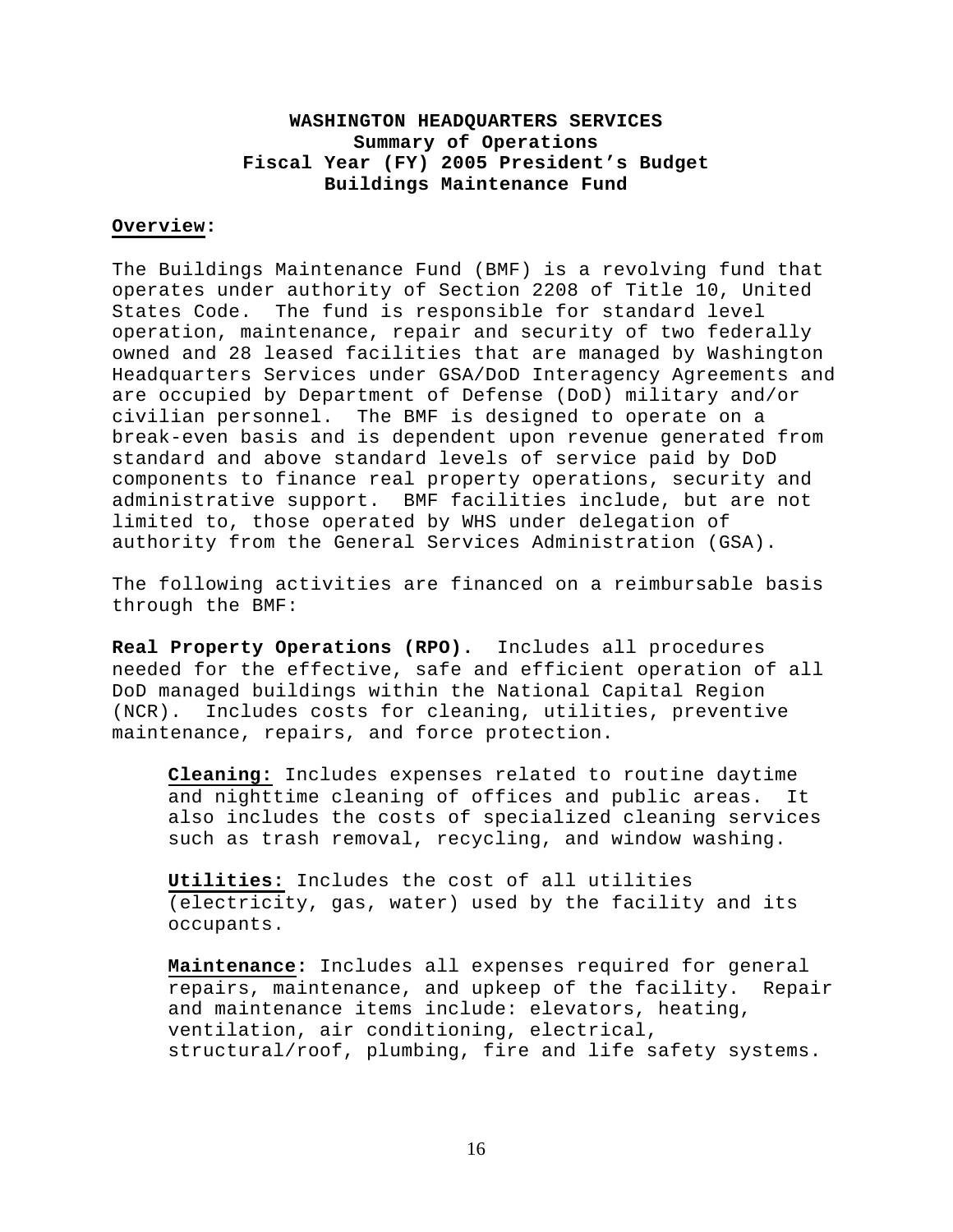**WASHINGTON HEADQUARTERS SERVICES**
**Summary of Operations**
**Fiscal Year (FY) 2005 President's Budget**
**Buildings Maintenance Fund**

**Overview:**

The Buildings Maintenance Fund (BMF) is a revolving fund that operates under authority of Section 2208 of Title 10, United States Code. The fund is responsible for standard level operation, maintenance, repair and security of two federally owned and 28 leased facilities that are managed by Washington Headquarters Services under GSA/DoD Interagency Agreements and are occupied by Department of Defense (DoD) military and/or civilian personnel. The BMF is designed to operate on a break-even basis and is dependent upon revenue generated from standard and above standard levels of service paid by DoD components to finance real property operations, security and administrative support. BMF facilities include, but are not limited to, those operated by WHS under delegation of authority from the General Services Administration (GSA).

The following activities are financed on a reimbursable basis through the BMF:

**Real Property Operations (RPO).** Includes all procedures needed for the effective, safe and efficient operation of all DoD managed buildings within the National Capital Region (NCR). Includes costs for cleaning, utilities, preventive maintenance, repairs, and force protection.

**Cleaning:** Includes expenses related to routine daytime and nighttime cleaning of offices and public areas. It also includes the costs of specialized cleaning services such as trash removal, recycling, and window washing.

**Utilities:** Includes the cost of all utilities (electricity, gas, water) used by the facility and its occupants.

**Maintenance:** Includes all expenses required for general repairs, maintenance, and upkeep of the facility. Repair and maintenance items include: elevators, heating, ventilation, air conditioning, electrical, structural/roof, plumbing, fire and life safety systems.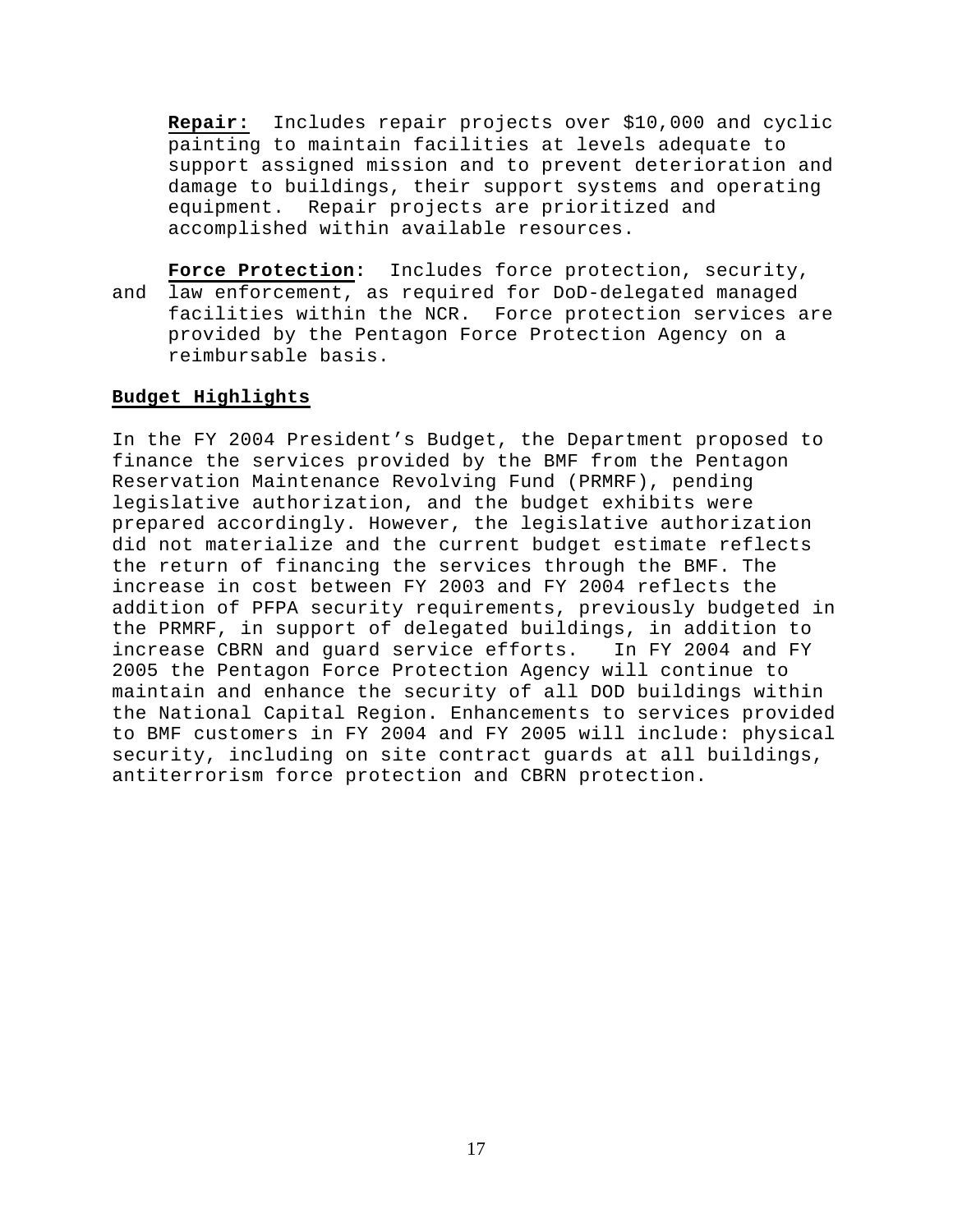**Repair:** Includes repair projects over $10,000 and cyclic painting to maintain facilities at levels adequate to support assigned mission and to prevent deterioration and damage to buildings, their support systems and operating equipment. Repair projects are prioritized and accomplished within available resources.

**Force Protection:** Includes force protection, security, and law enforcement, as required for DoD-delegated managed facilities within the NCR. Force protection services are provided by the Pentagon Force Protection Agency on a reimbursable basis.

**Budget Highlights**

In the FY 2004 President's Budget, the Department proposed to finance the services provided by the BMF from the Pentagon Reservation Maintenance Revolving Fund (PRMRF), pending legislative authorization, and the budget exhibits were prepared accordingly. However, the legislative authorization did not materialize and the current budget estimate reflects the return of financing the services through the BMF. The increase in cost between FY 2003 and FY 2004 reflects the addition of PFPA security requirements, previously budgeted in the PRMRF, in support of delegated buildings, in addition to increase CBRN and guard service efforts. In FY 2004 and FY 2005 the Pentagon Force Protection Agency will continue to maintain and enhance the security of all DOD buildings within the National Capital Region. Enhancements to services provided to BMF customers in FY 2004 and FY 2005 will include: physical security, including on site contract guards at all buildings, antiterrorism force protection and CBRN protection.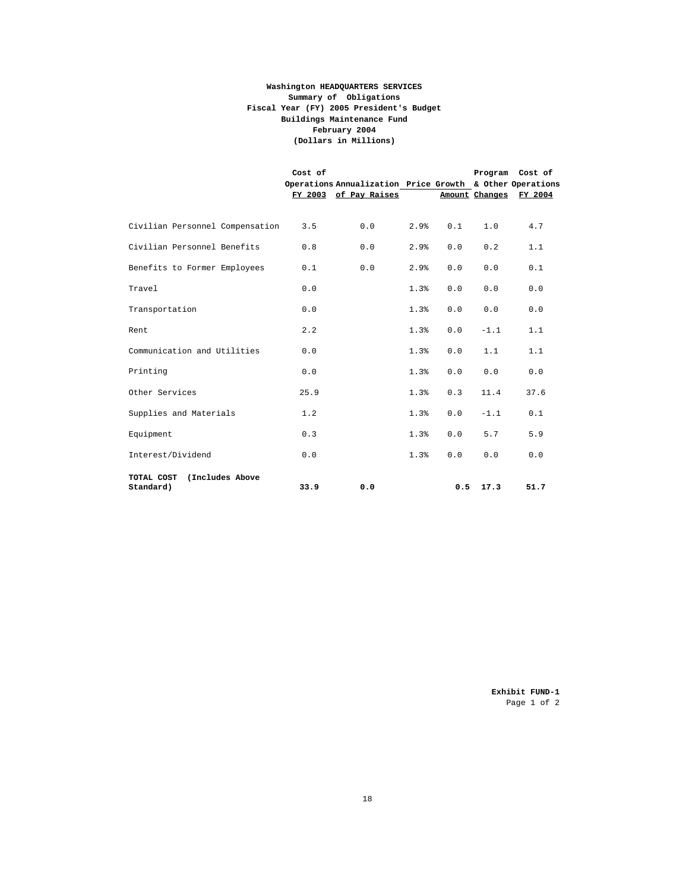**Washington HEADQUARTERS SERVICES**
**Summary of Obligations**
**Fiscal Year (FY) 2005 President's Budget**
**Buildings Maintenance Fund**
**February 2004**
**(Dollars in Millions)**

| | Cost of Operations FY 2003 | Annualization of Pay Raises | Price Growth | Amount | Program & Other Changes | Cost of Operations FY 2004 |
|---|---|---|---|---|---|---|
| Civilian Personnel Compensation | 3.5 | 0.0 | 2.9% | 0.1 | 1.0 | 4.7 |
| Civilian Personnel Benefits | 0.8 | 0.0 | 2.9% | 0.0 | 0.2 | 1.1 |
| Benefits to Former Employees | 0.1 | 0.0 | 2.9% | 0.0 | 0.0 | 0.1 |
| Travel | 0.0 | | 1.3% | 0.0 | 0.0 | 0.0 |
| Transportation | 0.0 | | 1.3% | 0.0 | 0.0 | 0.0 |
| Rent | 2.2 | | 1.3% | 0.0 | -1.1 | 1.1 |
| Communication and Utilities | 0.0 | | 1.3% | 0.0 | 1.1 | 1.1 |
| Printing | 0.0 | | 1.3% | 0.0 | 0.0 | 0.0 |
| Other Services | 25.9 | | 1.3% | 0.3 | 11.4 | 37.6 |
| Supplies and Materials | 1.2 | | 1.3% | 0.0 | -1.1 | 0.1 |
| Equipment | 0.3 | | 1.3% | 0.0 | 5.7 | 5.9 |
| Interest/Dividend | 0.0 | | 1.3% | 0.0 | 0.0 | 0.0 |
| **TOTAL COST (Includes Above Standard)** | **33.9** | **0.0** | | **0.5** | **17.3** | **51.7** |

**Exhibit FUND-1**
Page 1 of 2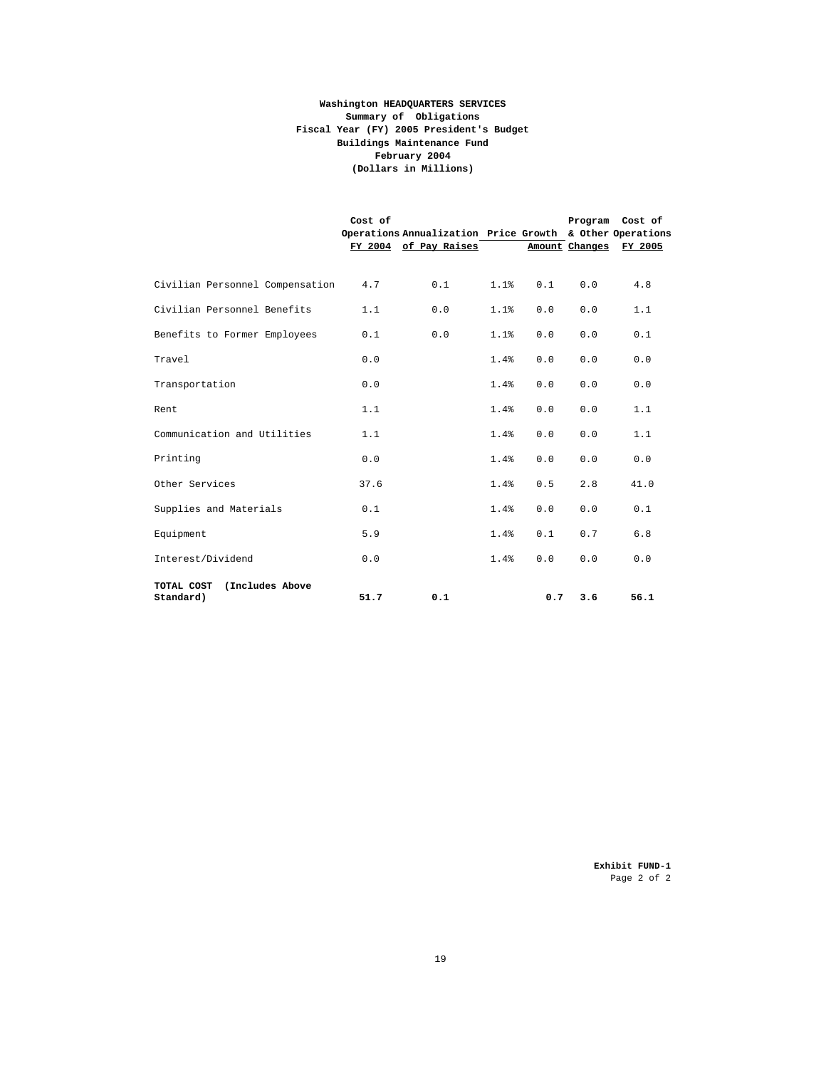**Washington HEADQUARTERS SERVICES**
**Summary of Obligations**
**Fiscal Year (FY) 2005 President's Budget**
**Buildings Maintenance Fund**
**February 2004**
**(Dollars in Millions)**

| | Cost of Operations FY 2004 | Annualization of Pay Raises | Price Growth | | Program & Other Changes | Cost of Operations FY 2005 |
|---|---|---|---|---|---|---|
| | | | | Amount | | |
| Civilian Personnel Compensation | 4.7 | 0.1 | 1.1% | 0.1 | 0.0 | 4.8 |
| Civilian Personnel Benefits | 1.1 | 0.0 | 1.1% | 0.0 | 0.0 | 1.1 |
| Benefits to Former Employees | 0.1 | 0.0 | 1.1% | 0.0 | 0.0 | 0.1 |
| Travel | 0.0 | | 1.4% | 0.0 | 0.0 | 0.0 |
| Transportation | 0.0 | | 1.4% | 0.0 | 0.0 | 0.0 |
| Rent | 1.1 | | 1.4% | 0.0 | 0.0 | 1.1 |
| Communication and Utilities | 1.1 | | 1.4% | 0.0 | 0.0 | 1.1 |
| Printing | 0.0 | | 1.4% | 0.0 | 0.0 | 0.0 |
| Other Services | 37.6 | | 1.4% | 0.5 | 2.8 | 41.0 |
| Supplies and Materials | 0.1 | | 1.4% | 0.0 | 0.0 | 0.1 |
| Equipment | 5.9 | | 1.4% | 0.1 | 0.7 | 6.8 |
| Interest/Dividend | 0.0 | | 1.4% | 0.0 | 0.0 | 0.0 |
| **TOTAL COST (Includes Above Standard)** | **51.7** | **0.1** | | **0.7** | **3.6** | **56.1** |

**Exhibit FUND-1**
Page 2 of 2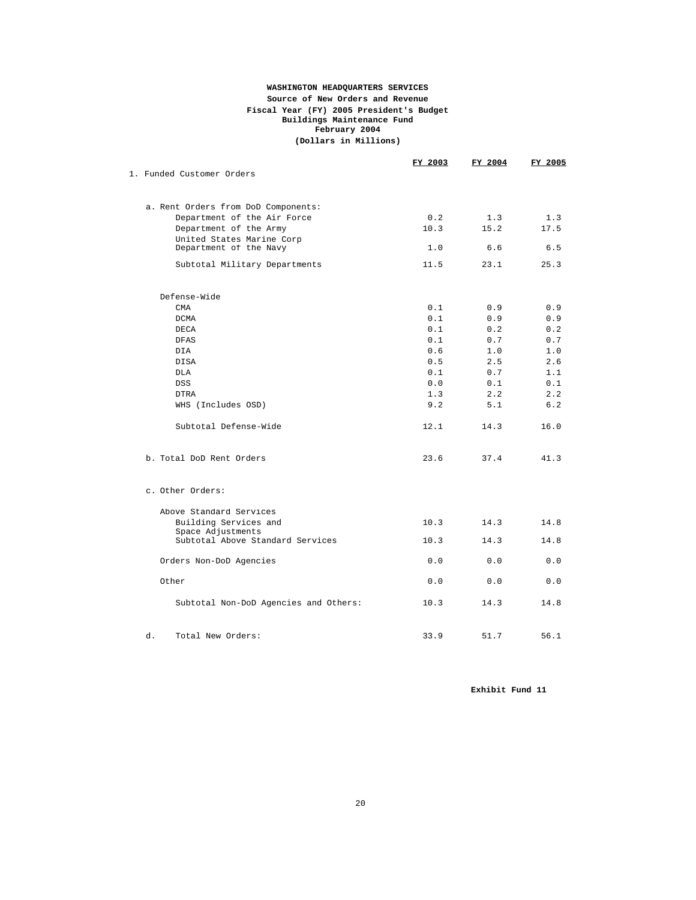**WASHINGTON HEADQUARTERS SERVICES**
**Source of New Orders and Revenue**
**Fiscal Year (FY) 2005 President's Budget**
**Buildings Maintenance Fund**
**February 2004**
**(Dollars in Millions)**

| | FY 2003 | FY 2004 | FY 2005 |
|---|---|---|---|
| 1. Funded Customer Orders | | | |
| a. Rent Orders from DoD Components: | | | |
| Department of the Air Force | 0.2 | 1.3 | 1.3 |
| Department of the Army | 10.3 | 15.2 | 17.5 |
| United States Marine Corp Department of the Navy | 1.0 | 6.6 | 6.5 |
| Subtotal Military Departments | 11.5 | 23.1 | 25.3 |
| Defense-Wide | | | |
| CMA | 0.1 | 0.9 | 0.9 |
| DCMA | 0.1 | 0.9 | 0.9 |
| DECA | 0.1 | 0.2 | 0.2 |
| DFAS | 0.1 | 0.7 | 0.7 |
| DIA | 0.6 | 1.0 | 1.0 |
| DISA | 0.5 | 2.5 | 2.6 |
| DLA | 0.1 | 0.7 | 1.1 |
| DSS | 0.0 | 0.1 | 0.1 |
| DTRA | 1.3 | 2.2 | 2.2 |
| WHS (Includes OSD) | 9.2 | 5.1 | 6.2 |
| Subtotal Defense-Wide | 12.1 | 14.3 | 16.0 |
| b. Total DoD Rent Orders | 23.6 | 37.4 | 41.3 |
| c. Other Orders: | | | |
| Above Standard Services | | | |
| Building Services and Space Adjustments | 10.3 | 14.3 | 14.8 |
| Subtotal Above Standard Services | 10.3 | 14.3 | 14.8 |
| Orders Non-DoD Agencies | 0.0 | 0.0 | 0.0 |
| Other | 0.0 | 0.0 | 0.0 |
| Subtotal Non-DoD Agencies and Others: | 10.3 | 14.3 | 14.8 |
| d. Total New Orders: | 33.9 | 51.7 | 56.1 |

**Exhibit Fund 11**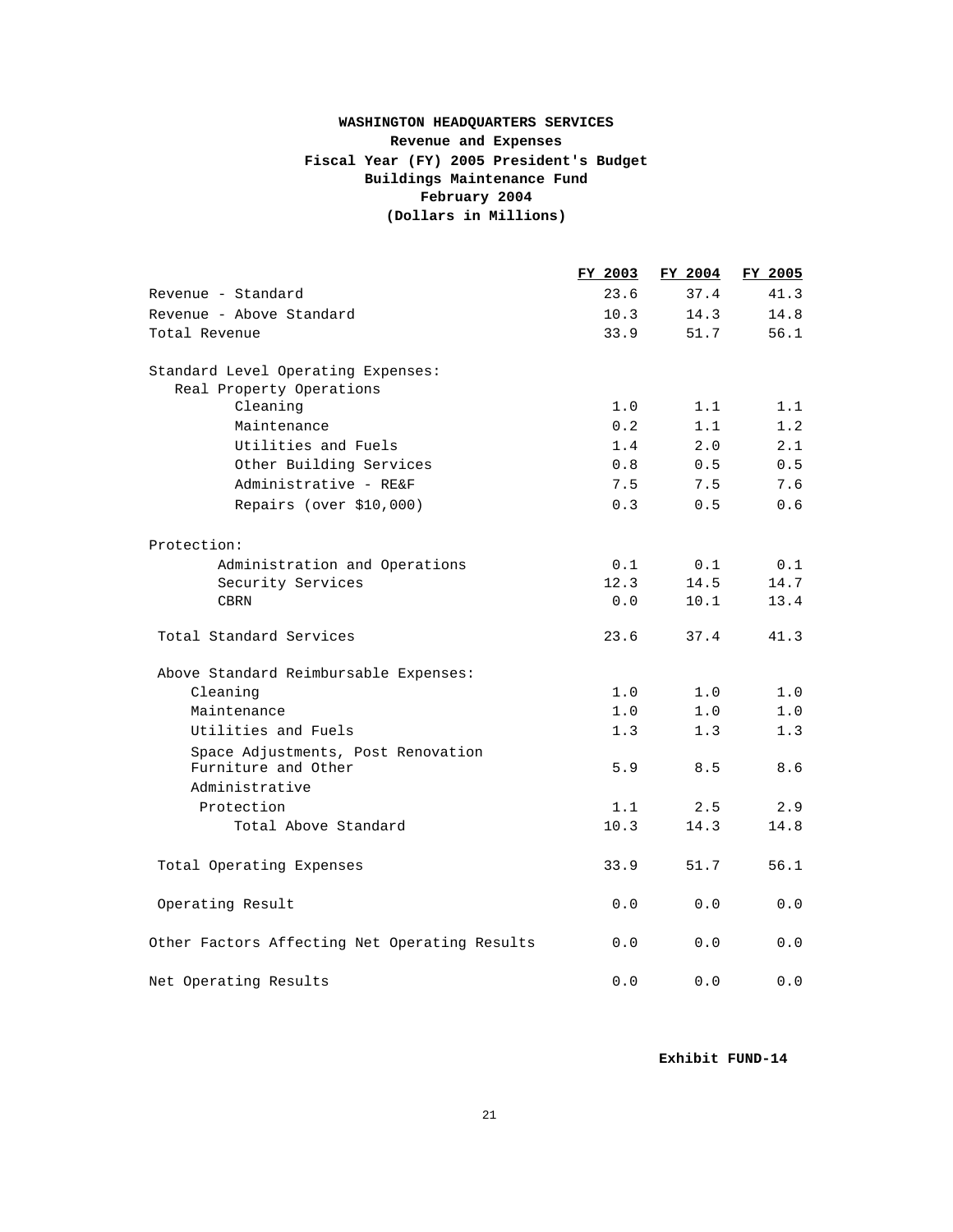**WASHINGTON HEADQUARTERS SERVICES**
**Revenue and Expenses**
**Fiscal Year (FY) 2005 President's Budget**
**Buildings Maintenance Fund**
**February 2004**
**(Dollars in Millions)**

| | FY 2003 | FY 2004 | FY 2005 |
|---|---|---|---|
| Revenue - Standard | 23.6 | 37.4 | 41.3 |
| Revenue - Above Standard | 10.3 | 14.3 | 14.8 |
| Total Revenue | 33.9 | 51.7 | 56.1 |
| Standard Level Operating Expenses: | | | |
| Real Property Operations | | | |
| Cleaning | 1.0 | 1.1 | 1.1 |
| Maintenance | 0.2 | 1.1 | 1.2 |
| Utilities and Fuels | 1.4 | 2.0 | 2.1 |
| Other Building Services | 0.8 | 0.5 | 0.5 |
| Administrative - RE&F | 7.5 | 7.5 | 7.6 |
| Repairs (over $10,000) | 0.3 | 0.5 | 0.6 |
| Protection: | | | |
| Administration and Operations | 0.1 | 0.1 | 0.1 |
| Security Services | 12.3 | 14.5 | 14.7 |
| CBRN | 0.0 | 10.1 | 13.4 |
| Total Standard Services | 23.6 | 37.4 | 41.3 |
| Above Standard Reimbursable Expenses: | | | |
| Cleaning | 1.0 | 1.0 | 1.0 |
| Maintenance | 1.0 | 1.0 | 1.0 |
| Utilities and Fuels | 1.3 | 1.3 | 1.3 |
| Space Adjustments, Post Renovation Furniture and Other | 5.9 | 8.5 | 8.6 |
| Administrative | | | |
| Protection | 1.1 | 2.5 | 2.9 |
| Total Above Standard | 10.3 | 14.3 | 14.8 |
| Total Operating Expenses | 33.9 | 51.7 | 56.1 |
| Operating Result | 0.0 | 0.0 | 0.0 |
| Other Factors Affecting Net Operating Results | 0.0 | 0.0 | 0.0 |
| Net Operating Results | 0.0 | 0.0 | 0.0 |

**Exhibit FUND-14**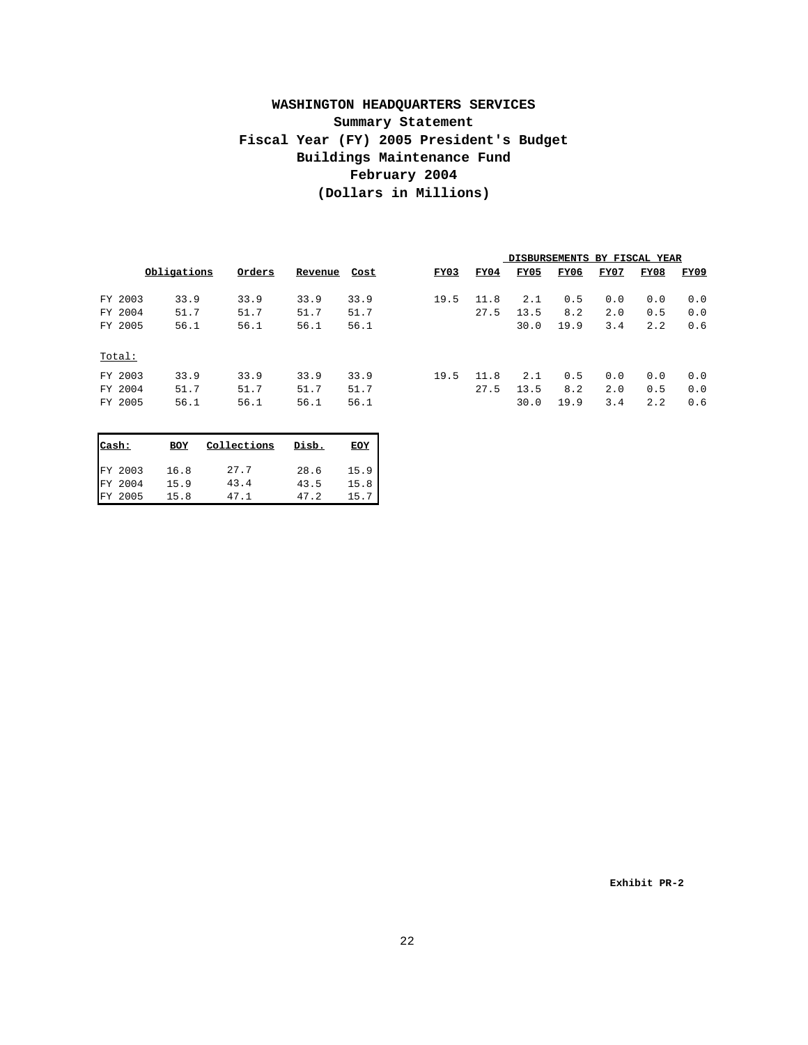**WASHINGTON HEADQUARTERS SERVICES**
**Summary Statement**
**Fiscal Year (FY) 2005 President's Budget**
**Buildings Maintenance Fund**
**February 2004**
**(Dollars in Millions)**

| | Obligations | Orders | Revenue | Cost | DISBURSEMENTS BY FISCAL YEAR | | | | | | |
|---|---|---|---|---|---|---|---|---|---|---|---|
| | | | | | FY03 | FY04 | FY05 | FY06 | FY07 | FY08 | FY09 |
| FY 2003 | 33.9 | 33.9 | 33.9 | 33.9 | 19.5 | 11.8 | 2.1 | 0.5 | 0.0 | 0.0 | 0.0 |
| FY 2004 | 51.7 | 51.7 | 51.7 | 51.7 | | 27.5 | 13.5 | 8.2 | 2.0 | 0.5 | 0.0 |
| FY 2005 | 56.1 | 56.1 | 56.1 | 56.1 | | | 30.0 | 19.9 | 3.4 | 2.2 | 0.6 |
| Total: | | | | | | | | | | | |
| FY 2003 | 33.9 | 33.9 | 33.9 | 33.9 | 19.5 | 11.8 | 2.1 | 0.5 | 0.0 | 0.0 | 0.0 |
| FY 2004 | 51.7 | 51.7 | 51.7 | 51.7 | | 27.5 | 13.5 | 8.2 | 2.0 | 0.5 | 0.0 |
| FY 2005 | 56.1 | 56.1 | 56.1 | 56.1 | | | 30.0 | 19.9 | 3.4 | 2.2 | 0.6 |

| Cash: | BOY | Collections | Disb. | EOY |
|---|---|---|---|---|
| FY 2003 | 16.8 | 27.7 | 28.6 | 15.9 |
| FY 2004 | 15.9 | 43.4 | 43.5 | 15.8 |
| FY 2005 | 15.8 | 47.1 | 47.2 | 15.7 |

**Exhibit PR-2**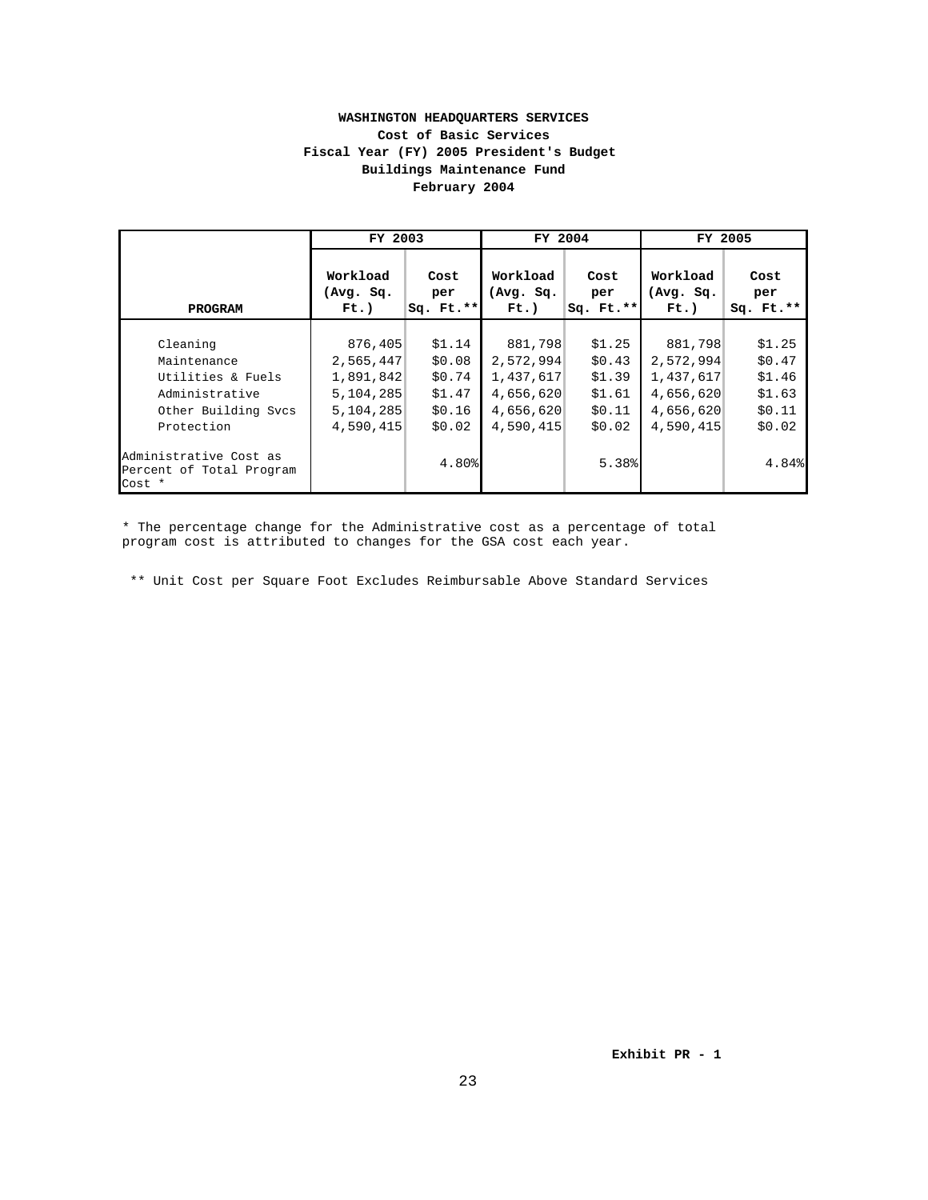**WASHINGTON HEADQUARTERS SERVICES**
**Cost of Basic Services**
**Fiscal Year (FY) 2005 President's Budget**
**Buildings Maintenance Fund**
**February 2004**

| | FY 2003 | | FY 2004 | | FY 2005 | |
|---|---|---|---|---|---|---|
| **PROGRAM** | **Workload (Avg. Sq. Ft.)** | **Cost per Sq. Ft.\*\*** | **Workload (Avg. Sq. Ft.)** | **Cost per Sq. Ft.\*\*** | **Workload (Avg. Sq. Ft.)** | **Cost per Sq. Ft.\*\*** |
| Cleaning | 876,405 | $1.14 | 881,798 | $1.25 | 881,798 | $1.25 |
| Maintenance | 2,565,447 | $0.08 | 2,572,994 | $0.43 | 2,572,994 | $0.47 |
| Utilities & Fuels | 1,891,842 | $0.74 | 1,437,617 | $1.39 | 1,437,617 | $1.46 |
| Administrative | 5,104,285 | $1.47 | 4,656,620 | $1.61 | 4,656,620 | $1.63 |
| Other Building Svcs | 5,104,285 | $0.16 | 4,656,620 | $0.11 | 4,656,620 | $0.11 |
| Protection | 4,590,415 | $0.02 | 4,590,415 | $0.02 | 4,590,415 | $0.02 |
| Administrative Cost as Percent of Total Program Cost * | | 4.80% | | 5.38% | | 4.84% |

* The percentage change for the Administrative cost as a percentage of total program cost is attributed to changes for the GSA cost each year.

** Unit Cost per Square Foot Excludes Reimbursable Above Standard Services

**Exhibit PR - 1**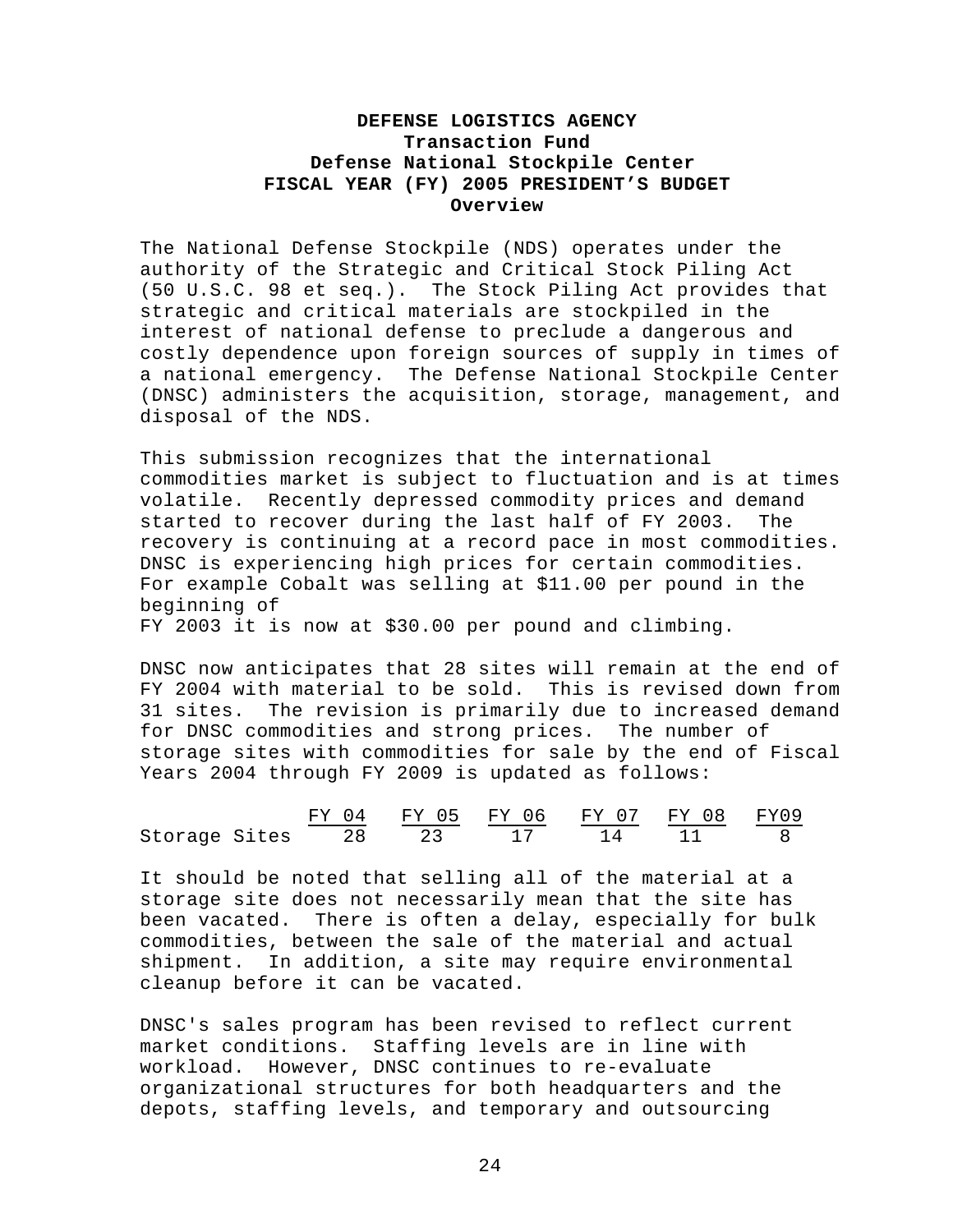**DEFENSE LOGISTICS AGENCY**
**Transaction Fund**
**Defense National Stockpile Center**
**FISCAL YEAR (FY) 2005 PRESIDENT'S BUDGET**
**Overview**

The National Defense Stockpile (NDS) operates under the authority of the Strategic and Critical Stock Piling Act (50 U.S.C. 98 et seq.). The Stock Piling Act provides that strategic and critical materials are stockpiled in the interest of national defense to preclude a dangerous and costly dependence upon foreign sources of supply in times of a national emergency. The Defense National Stockpile Center (DNSC) administers the acquisition, storage, management, and disposal of the NDS.

This submission recognizes that the international commodities market is subject to fluctuation and is at times volatile. Recently depressed commodity prices and demand started to recover during the last half of FY 2003. The recovery is continuing at a record pace in most commodities. DNSC is experiencing high prices for certain commodities. For example Cobalt was selling at $11.00 per pound in the beginning of FY 2003 it is now at $30.00 per pound and climbing.

DNSC now anticipates that 28 sites will remain at the end of FY 2004 with material to be sold. This is revised down from 31 sites. The revision is primarily due to increased demand for DNSC commodities and strong prices. The number of storage sites with commodities for sale by the end of Fiscal Years 2004 through FY 2009 is updated as follows:

| | FY 04 | FY 05 | FY 06 | FY 07 | FY 08 | FY09 |
|---|---|---|---|---|---|---|
| Storage Sites | 28 | 23 | 17 | 14 | 11 | 8 |

It should be noted that selling all of the material at a storage site does not necessarily mean that the site has been vacated. There is often a delay, especially for bulk commodities, between the sale of the material and actual shipment. In addition, a site may require environmental cleanup before it can be vacated.

DNSC's sales program has been revised to reflect current market conditions. Staffing levels are in line with workload. However, DNSC continues to re-evaluate organizational structures for both headquarters and the depots, staffing levels, and temporary and outsourcing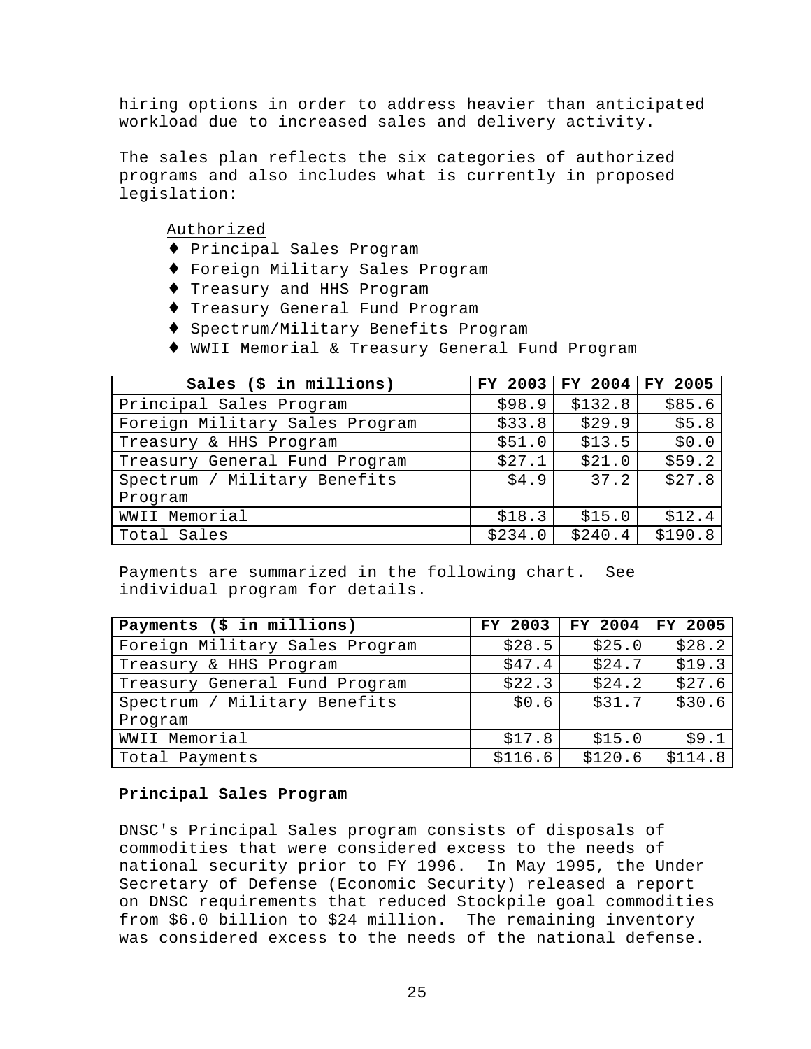hiring options in order to address heavier than anticipated workload due to increased sales and delivery activity.

The sales plan reflects the six categories of authorized programs and also includes what is currently in proposed legislation:

Authorized

- ♦ Principal Sales Program
- ♦ Foreign Military Sales Program
- ♦ Treasury and HHS Program
- ♦ Treasury General Fund Program
- ♦ Spectrum/Military Benefits Program
- ♦ WWII Memorial & Treasury General Fund Program

| Sales ($ in millions) | FY 2003 | FY 2004 | FY 2005 |
|---|---|---|---|
| Principal Sales Program | $98.9 | $132.8 | $85.6 |
| Foreign Military Sales Program | $33.8 | $29.9 | $5.8 |
| Treasury & HHS Program | $51.0 | $13.5 | $0.0 |
| Treasury General Fund Program | $27.1 | $21.0 | $59.2 |
| Spectrum / Military Benefits Program | $4.9 | 37.2 | $27.8 |
| WWII Memorial | $18.3 | $15.0 | $12.4 |
| Total Sales | $234.0 | $240.4 | $190.8 |

Payments are summarized in the following chart. See individual program for details.

| Payments ($ in millions) | FY 2003 | FY 2004 | FY 2005 |
|---|---|---|---|
| Foreign Military Sales Program | $28.5 | $25.0 | $28.2 |
| Treasury & HHS Program | $47.4 | $24.7 | $19.3 |
| Treasury General Fund Program | $22.3 | $24.2 | $27.6 |
| Spectrum / Military Benefits Program | $0.6 | $31.7 | $30.6 |
| WWII Memorial | $17.8 | $15.0 | $9.1 |
| Total Payments | $116.6 | $120.6 | $114.8 |

**Principal Sales Program**

DNSC's Principal Sales program consists of disposals of commodities that were considered excess to the needs of national security prior to FY 1996. In May 1995, the Under Secretary of Defense (Economic Security) released a report on DNSC requirements that reduced Stockpile goal commodities from $6.0 billion to $24 million. The remaining inventory was considered excess to the needs of the national defense.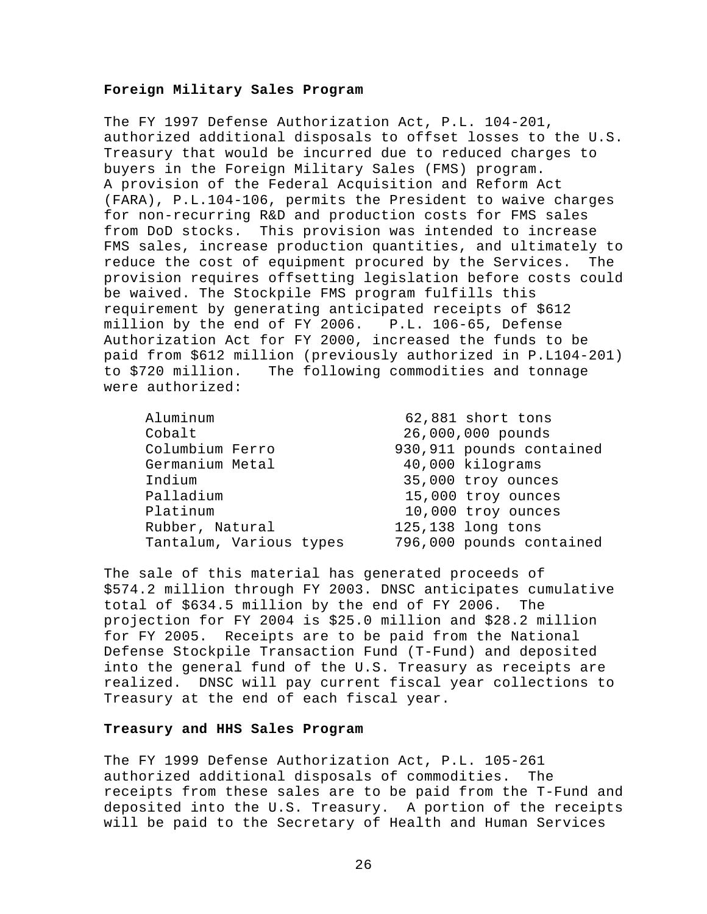### Foreign Military Sales Program

The FY 1997 Defense Authorization Act, P.L. 104-201, authorized additional disposals to offset losses to the U.S. Treasury that would be incurred due to reduced charges to buyers in the Foreign Military Sales (FMS) program. A provision of the Federal Acquisition and Reform Act (FARA), P.L.104-106, permits the President to waive charges for non-recurring R&D and production costs for FMS sales from DoD stocks. This provision was intended to increase FMS sales, increase production quantities, and ultimately to reduce the cost of equipment procured by the Services. The provision requires offsetting legislation before costs could be waived. The Stockpile FMS program fulfills this requirement by generating anticipated receipts of $612 million by the end of FY 2006. P.L. 106-65, Defense Authorization Act for FY 2000, increased the funds to be paid from $612 million (previously authorized in P.L104-201) to $720 million. The following commodities and tonnage were authorized:

| Commodity | Quantity |
|---|---|
| Aluminum | 62,881 short tons |
| Cobalt | 26,000,000 pounds |
| Columbium Ferro | 930,911 pounds contained |
| Germanium Metal | 40,000 kilograms |
| Indium | 35,000 troy ounces |
| Palladium | 15,000 troy ounces |
| Platinum | 10,000 troy ounces |
| Rubber, Natural | 125,138 long tons |
| Tantalum, Various types | 796,000 pounds contained |

The sale of this material has generated proceeds of $574.2 million through FY 2003. DNSC anticipates cumulative total of $634.5 million by the end of FY 2006. The projection for FY 2004 is $25.0 million and $28.2 million for FY 2005. Receipts are to be paid from the National Defense Stockpile Transaction Fund (T-Fund) and deposited into the general fund of the U.S. Treasury as receipts are realized. DNSC will pay current fiscal year collections to Treasury at the end of each fiscal year.

### Treasury and HHS Sales Program

The FY 1999 Defense Authorization Act, P.L. 105-261 authorized additional disposals of commodities. The receipts from these sales are to be paid from the T-Fund and deposited into the U.S. Treasury. A portion of the receipts will be paid to the Secretary of Health and Human Services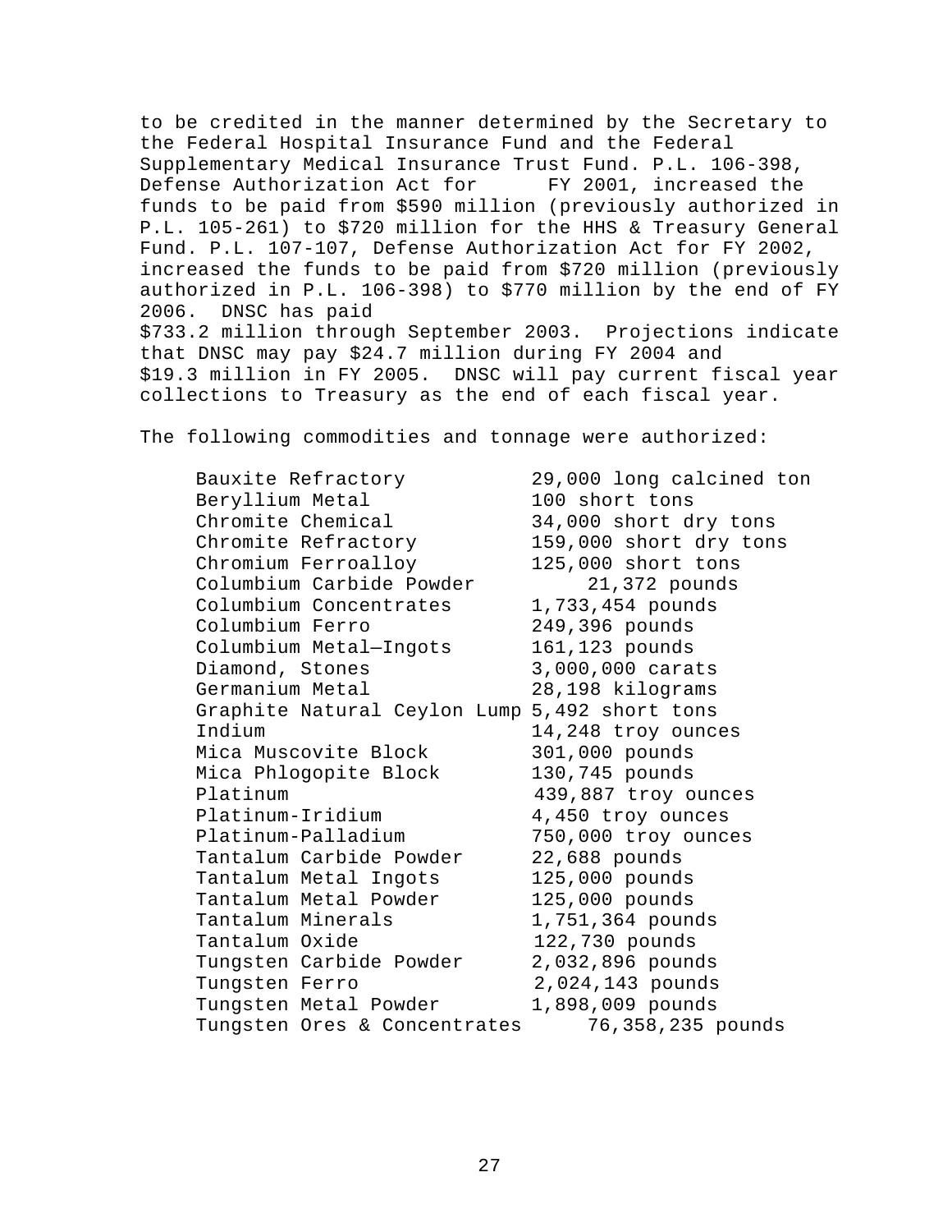to be credited in the manner determined by the Secretary to the Federal Hospital Insurance Fund and the Federal Supplementary Medical Insurance Trust Fund. P.L. 106-398, Defense Authorization Act for FY 2001, increased the funds to be paid from $590 million (previously authorized in P.L. 105-261) to $720 million for the HHS & Treasury General Fund. P.L. 107-107, Defense Authorization Act for FY 2002, increased the funds to be paid from $720 million (previously authorized in P.L. 106-398) to $770 million by the end of FY 2006. DNSC has paid $733.2 million through September 2003. Projections indicate that DNSC may pay $24.7 million during FY 2004 and $19.3 million in FY 2005. DNSC will pay current fiscal year collections to Treasury as the end of each fiscal year.

The following commodities and tonnage were authorized:

| Commodity | Quantity |
|---|---|
| Bauxite Refractory | 29,000 long calcined ton |
| Beryllium Metal | 100 short tons |
| Chromite Chemical | 34,000 short dry tons |
| Chromite Refractory | 159,000 short dry tons |
| Chromium Ferroalloy | 125,000 short tons |
| Columbium Carbide Powder | 21,372 pounds |
| Columbium Concentrates | 1,733,454 pounds |
| Columbium Ferro | 249,396 pounds |
| Columbium Metal—Ingots | 161,123 pounds |
| Diamond, Stones | 3,000,000 carats |
| Germanium Metal | 28,198 kilograms |
| Graphite Natural Ceylon Lump | 5,492 short tons |
| Indium | 14,248 troy ounces |
| Mica Muscovite Block | 301,000 pounds |
| Mica Phlogopite Block | 130,745 pounds |
| Platinum | 439,887 troy ounces |
| Platinum-Iridium | 4,450 troy ounces |
| Platinum-Palladium | 750,000 troy ounces |
| Tantalum Carbide Powder | 22,688 pounds |
| Tantalum Metal Ingots | 125,000 pounds |
| Tantalum Metal Powder | 125,000 pounds |
| Tantalum Minerals | 1,751,364 pounds |
| Tantalum Oxide | 122,730 pounds |
| Tungsten Carbide Powder | 2,032,896 pounds |
| Tungsten Ferro | 2,024,143 pounds |
| Tungsten Metal Powder | 1,898,009 pounds |
| Tungsten Ores & Concentrates | 76,358,235 pounds |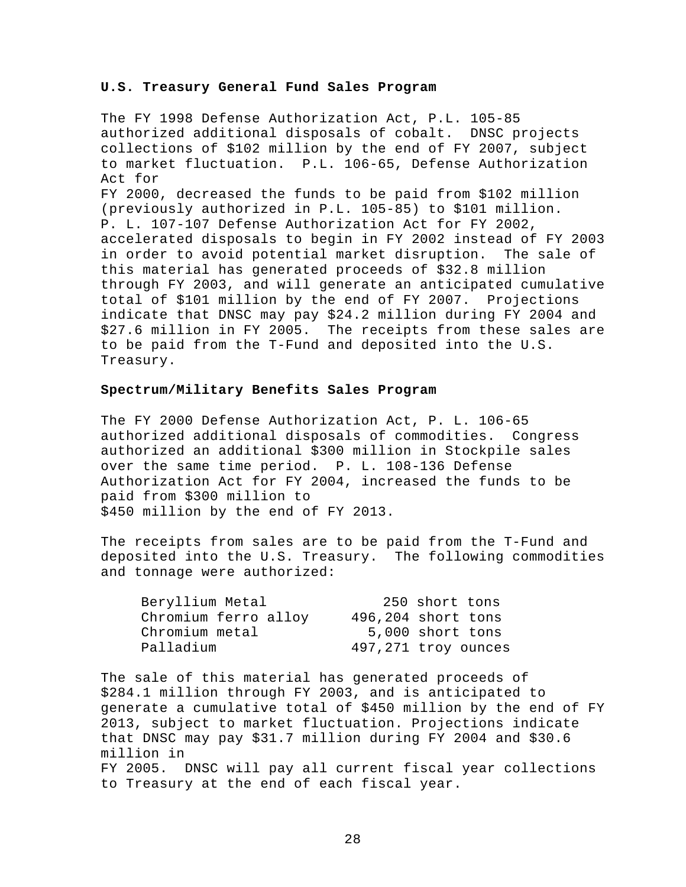### U.S. Treasury General Fund Sales Program

The FY 1998 Defense Authorization Act, P.L. 105-85 authorized additional disposals of cobalt. DNSC projects collections of $102 million by the end of FY 2007, subject to market fluctuation. P.L. 106-65, Defense Authorization Act for FY 2000, decreased the funds to be paid from $102 million (previously authorized in P.L. 105-85) to $101 million. P. L. 107-107 Defense Authorization Act for FY 2002, accelerated disposals to begin in FY 2002 instead of FY 2003 in order to avoid potential market disruption. The sale of this material has generated proceeds of $32.8 million through FY 2003, and will generate an anticipated cumulative total of $101 million by the end of FY 2007. Projections indicate that DNSC may pay $24.2 million during FY 2004 and $27.6 million in FY 2005. The receipts from these sales are to be paid from the T-Fund and deposited into the U.S. Treasury.

### Spectrum/Military Benefits Sales Program

The FY 2000 Defense Authorization Act, P. L. 106-65 authorized additional disposals of commodities. Congress authorized an additional $300 million in Stockpile sales over the same time period. P. L. 108-136 Defense Authorization Act for FY 2004, increased the funds to be paid from $300 million to $450 million by the end of FY 2013.

The receipts from sales are to be paid from the T-Fund and deposited into the U.S. Treasury. The following commodities and tonnage were authorized:

| | |
|---|---|
| Beryllium Metal | 250 short tons |
| Chromium ferro alloy | 496,204 short tons |
| Chromium metal | 5,000 short tons |
| Palladium | 497,271 troy ounces |

The sale of this material has generated proceeds of $284.1 million through FY 2003, and is anticipated to generate a cumulative total of $450 million by the end of FY 2013, subject to market fluctuation. Projections indicate that DNSC may pay $31.7 million during FY 2004 and $30.6 million in FY 2005. DNSC will pay all current fiscal year collections to Treasury at the end of each fiscal year.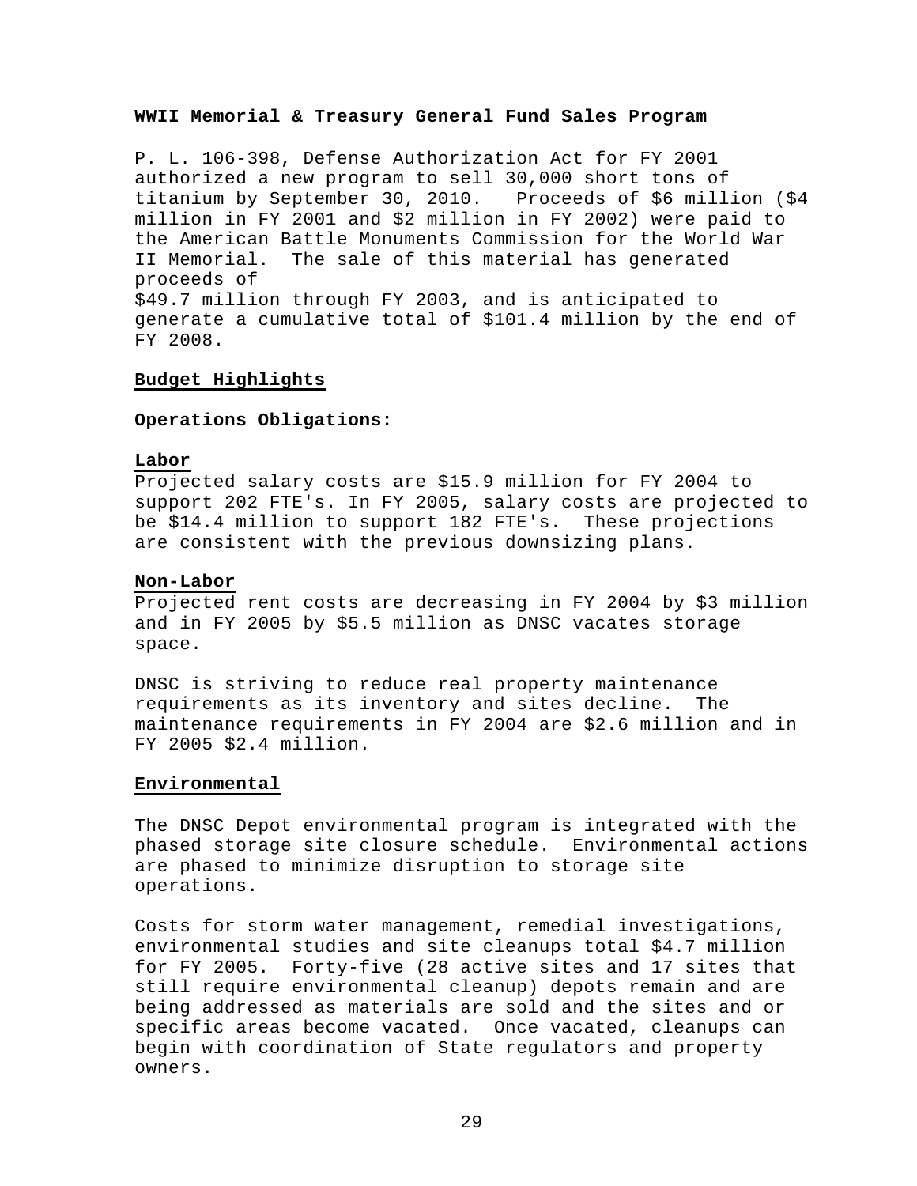**WWII Memorial & Treasury General Fund Sales Program**

P. L. 106-398, Defense Authorization Act for FY 2001 authorized a new program to sell 30,000 short tons of titanium by September 30, 2010. Proceeds of $6 million ($4 million in FY 2001 and $2 million in FY 2002) were paid to the American Battle Monuments Commission for the World War II Memorial. The sale of this material has generated proceeds of
$49.7 million through FY 2003, and is anticipated to generate a cumulative total of $101.4 million by the end of FY 2008.

## Budget Highlights

**Operations Obligations:**

### Labor

Projected salary costs are $15.9 million for FY 2004 to support 202 FTE's. In FY 2005, salary costs are projected to be $14.4 million to support 182 FTE's. These projections are consistent with the previous downsizing plans.

### Non-Labor

Projected rent costs are decreasing in FY 2004 by $3 million and in FY 2005 by $5.5 million as DNSC vacates storage space.

DNSC is striving to reduce real property maintenance requirements as its inventory and sites decline. The maintenance requirements in FY 2004 are $2.6 million and in FY 2005 $2.4 million.

### Environmental

The DNSC Depot environmental program is integrated with the phased storage site closure schedule. Environmental actions are phased to minimize disruption to storage site operations.

Costs for storm water management, remedial investigations, environmental studies and site cleanups total $4.7 million for FY 2005. Forty-five (28 active sites and 17 sites that still require environmental cleanup) depots remain and are being addressed as materials are sold and the sites and or specific areas become vacated. Once vacated, cleanups can begin with coordination of State regulators and property owners.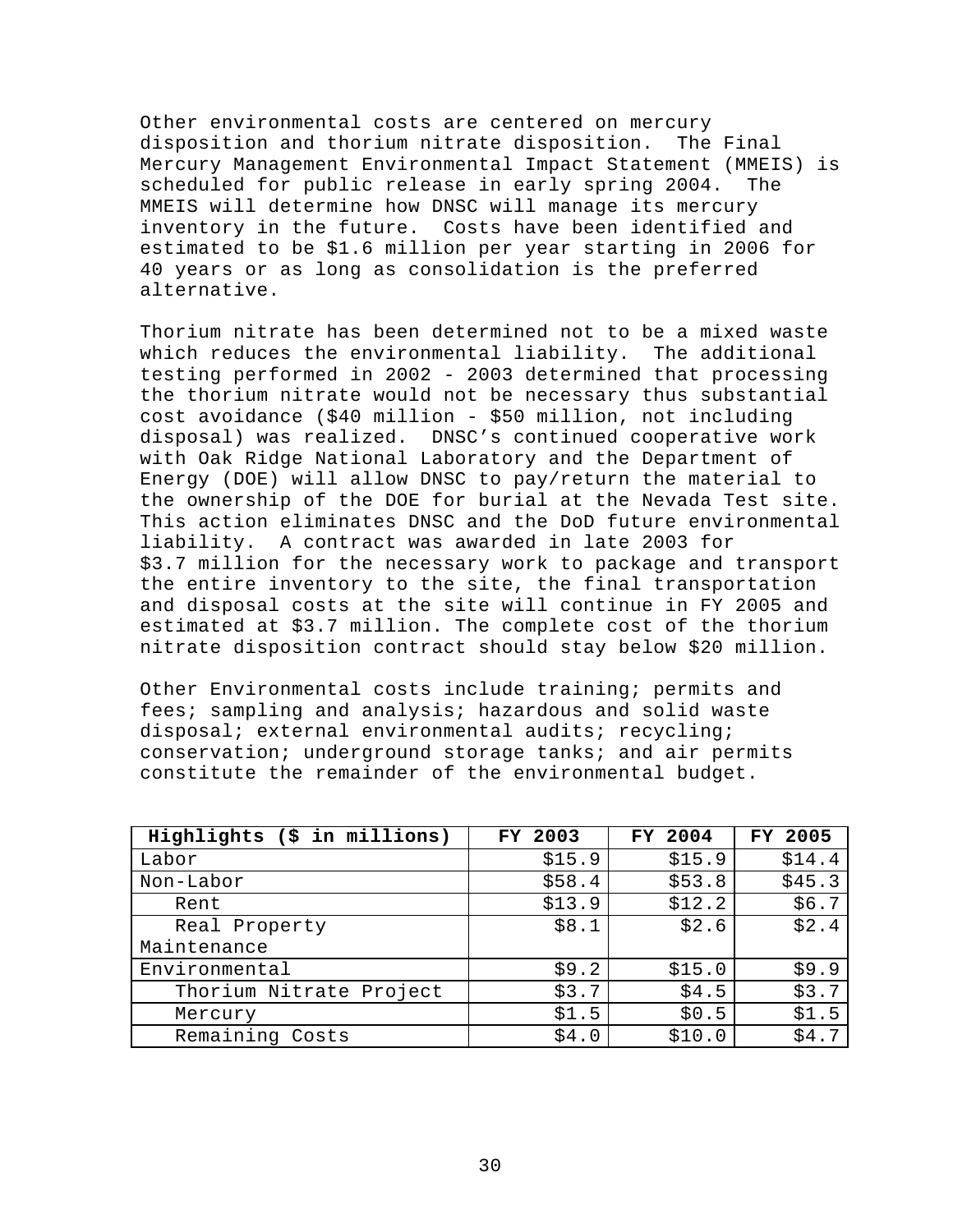Other environmental costs are centered on mercury disposition and thorium nitrate disposition. The Final Mercury Management Environmental Impact Statement (MMEIS) is scheduled for public release in early spring 2004. The MMEIS will determine how DNSC will manage its mercury inventory in the future. Costs have been identified and estimated to be $1.6 million per year starting in 2006 for 40 years or as long as consolidation is the preferred alternative.

Thorium nitrate has been determined not to be a mixed waste which reduces the environmental liability. The additional testing performed in 2002 - 2003 determined that processing the thorium nitrate would not be necessary thus substantial cost avoidance ($40 million - $50 million, not including disposal) was realized. DNSC's continued cooperative work with Oak Ridge National Laboratory and the Department of Energy (DOE) will allow DNSC to pay/return the material to the ownership of the DOE for burial at the Nevada Test site. This action eliminates DNSC and the DoD future environmental liability. A contract was awarded in late 2003 for $3.7 million for the necessary work to package and transport the entire inventory to the site, the final transportation and disposal costs at the site will continue in FY 2005 and estimated at $3.7 million. The complete cost of the thorium nitrate disposition contract should stay below $20 million.

Other Environmental costs include training; permits and fees; sampling and analysis; hazardous and solid waste disposal; external environmental audits; recycling; conservation; underground storage tanks; and air permits constitute the remainder of the environmental budget.

| Highlights ($ in millions) | FY 2003 | FY 2004 | FY 2005 |
|---|---:|---:|---:|
| Labor | $15.9 | $15.9 | $14.4 |
| Non-Labor | $58.4 | $53.8 | $45.3 |
| Rent | $13.9 | $12.2 | $6.7 |
| Real Property Maintenance | $8.1 | $2.6 | $2.4 |
| Environmental | $9.2 | $15.0 | $9.9 |
| Thorium Nitrate Project | $3.7 | $4.5 | $3.7 |
| Mercury | $1.5 | $0.5 | $1.5 |
| Remaining Costs | $4.0 | $10.0 | $4.7 |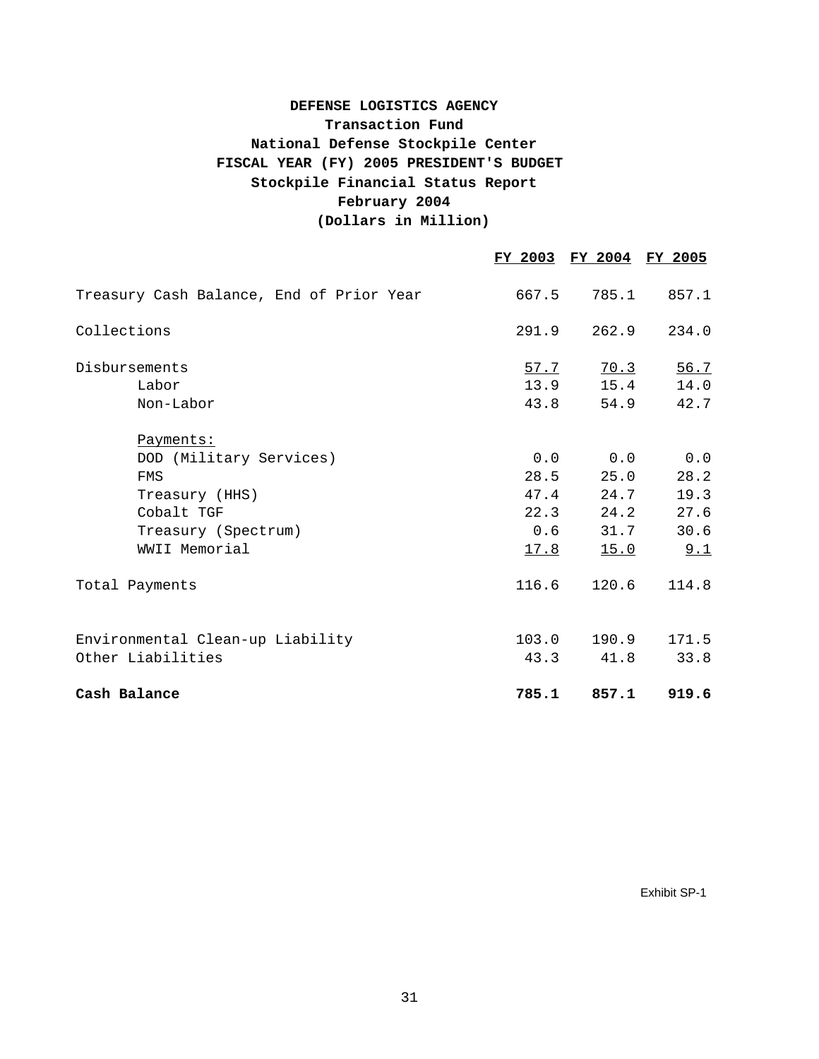**DEFENSE LOGISTICS AGENCY**
**Transaction Fund**
**National Defense Stockpile Center**
**FISCAL YEAR (FY) 2005 PRESIDENT'S BUDGET**
**Stockpile Financial Status Report**
**February 2004**
**(Dollars in Million)**

| | FY 2003 | FY 2004 | FY 2005 |
|---|---|---|---|
| Treasury Cash Balance, End of Prior Year | 667.5 | 785.1 | 857.1 |
| Collections | 291.9 | 262.9 | 234.0 |
| Disbursements | 57.7 | 70.3 | 56.7 |
| Labor | 13.9 | 15.4 | 14.0 |
| Non-Labor | 43.8 | 54.9 | 42.7 |
| Payments: | | | |
| DOD (Military Services) | 0.0 | 0.0 | 0.0 |
| FMS | 28.5 | 25.0 | 28.2 |
| Treasury (HHS) | 47.4 | 24.7 | 19.3 |
| Cobalt TGF | 22.3 | 24.2 | 27.6 |
| Treasury (Spectrum) | 0.6 | 31.7 | 30.6 |
| WWII Memorial | 17.8 | 15.0 | 9.1 |
| Total Payments | 116.6 | 120.6 | 114.8 |
| Environmental Clean-up Liability | 103.0 | 190.9 | 171.5 |
| Other Liabilities | 43.3 | 41.8 | 33.8 |
| **Cash Balance** | **785.1** | **857.1** | **919.6** |

Exhibit SP-1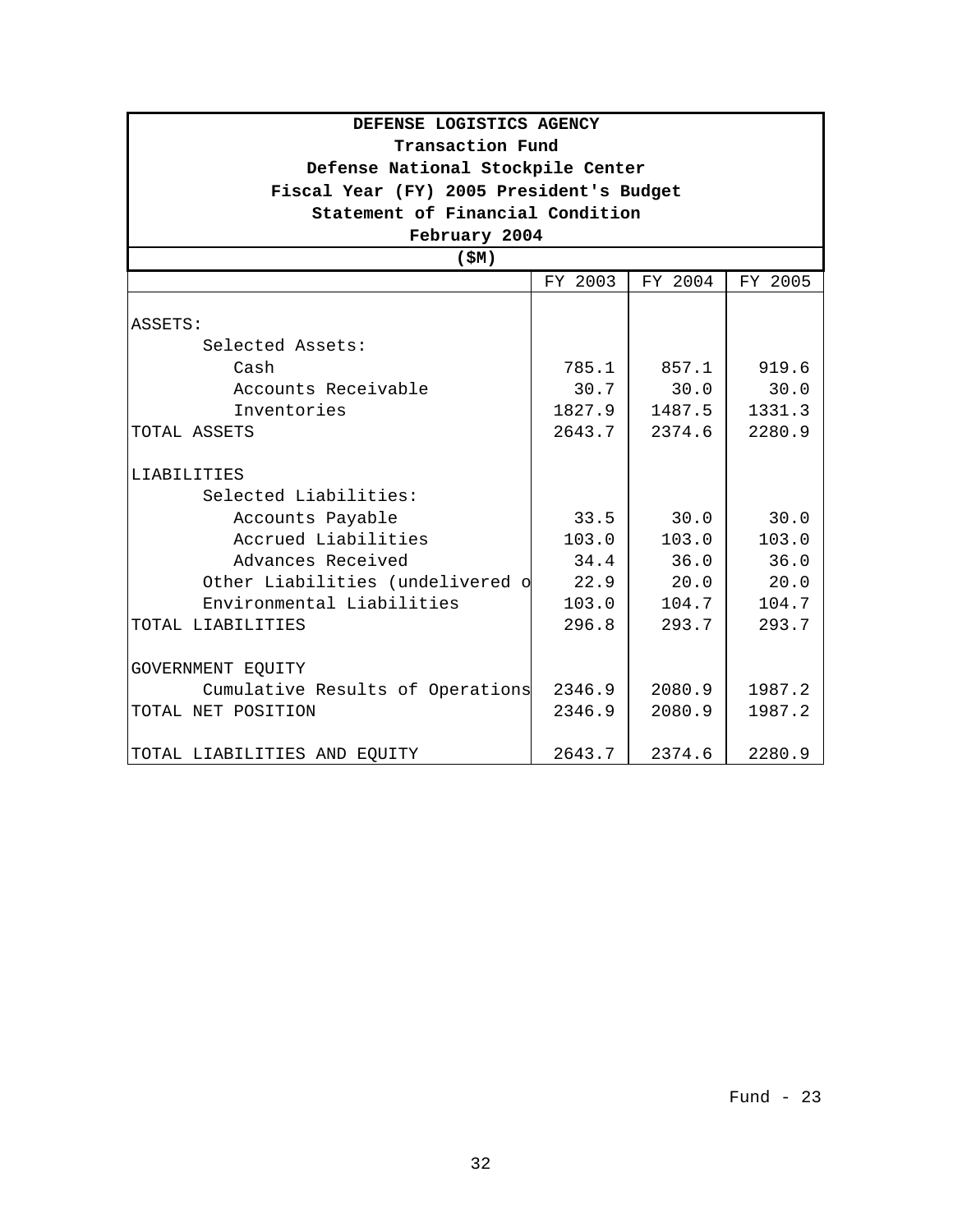**DEFENSE LOGISTICS AGENCY**
**Transaction Fund**
**Defense National Stockpile Center**
**Fiscal Year (FY) 2005 President's Budget**
**Statement of Financial Condition**
**February 2004**
**($M)**

| | FY 2003 | FY 2004 | FY 2005 |
|---|---|---|---|
| ASSETS: | | | |
| Selected Assets: | | | |
| Cash | 785.1 | 857.1 | 919.6 |
| Accounts Receivable | 30.7 | 30.0 | 30.0 |
| Inventories | 1827.9 | 1487.5 | 1331.3 |
| TOTAL ASSETS | 2643.7 | 2374.6 | 2280.9 |
| LIABILITIES | | | |
| Selected Liabilities: | | | |
| Accounts Payable | 33.5 | 30.0 | 30.0 |
| Accrued Liabilities | 103.0 | 103.0 | 103.0 |
| Advances Received | 34.4 | 36.0 | 36.0 |
| Other Liabilities (undelivered o | 22.9 | 20.0 | 20.0 |
| Environmental Liabilities | 103.0 | 104.7 | 104.7 |
| TOTAL LIABILITIES | 296.8 | 293.7 | 293.7 |
| GOVERNMENT EQUITY | | | |
| Cumulative Results of Operations | 2346.9 | 2080.9 | 1987.2 |
| TOTAL NET POSITION | 2346.9 | 2080.9 | 1987.2 |
| TOTAL LIABILITIES AND EQUITY | 2643.7 | 2374.6 | 2280.9 |

Fund - 23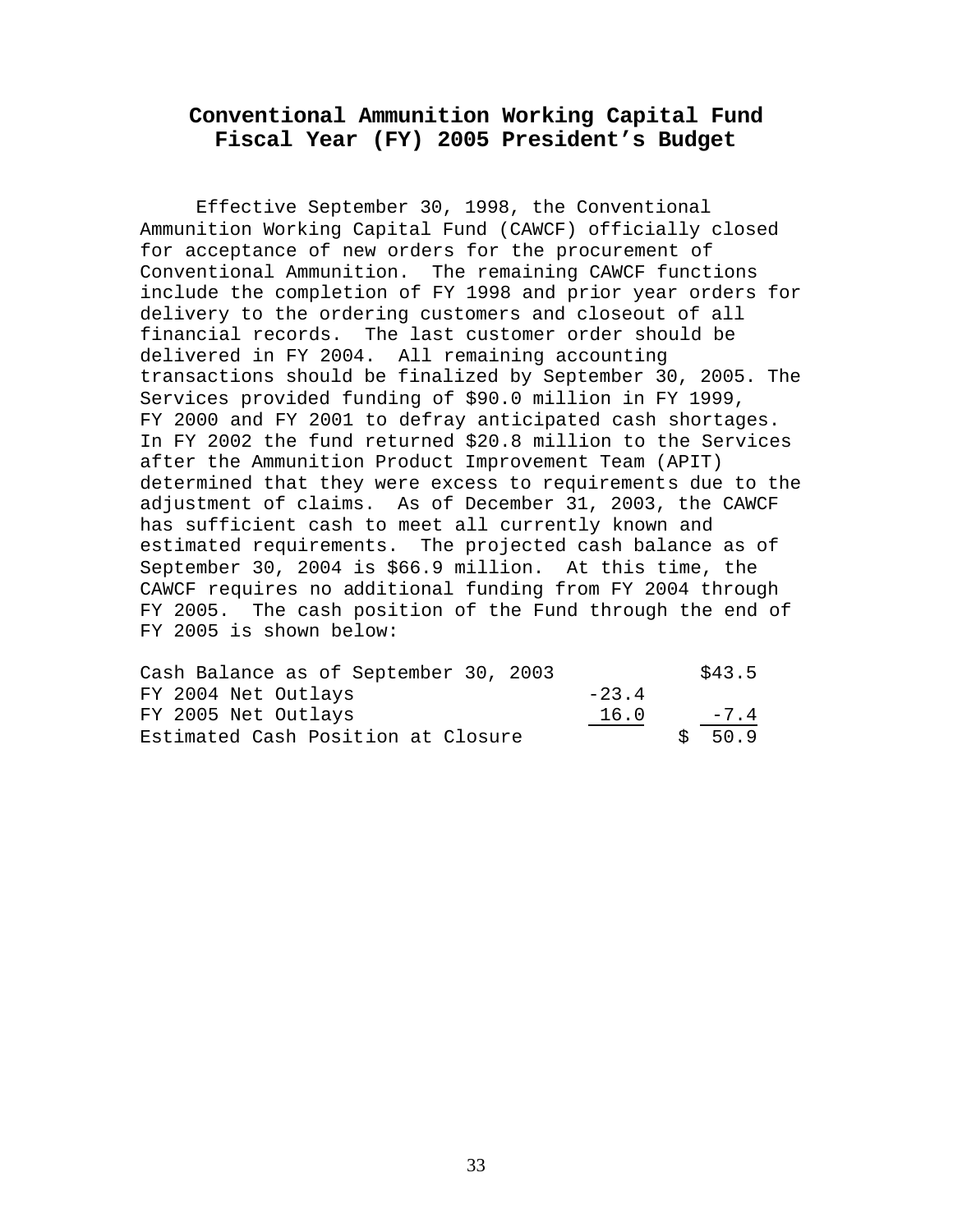# Conventional Ammunition Working Capital Fund
# Fiscal Year (FY) 2005 President's Budget

Effective September 30, 1998, the Conventional Ammunition Working Capital Fund (CAWCF) officially closed for acceptance of new orders for the procurement of Conventional Ammunition. The remaining CAWCF functions include the completion of FY 1998 and prior year orders for delivery to the ordering customers and closeout of all financial records. The last customer order should be delivered in FY 2004. All remaining accounting transactions should be finalized by September 30, 2005. The Services provided funding of $90.0 million in FY 1999, FY 2000 and FY 2001 to defray anticipated cash shortages. In FY 2002 the fund returned $20.8 million to the Services after the Ammunition Product Improvement Team (APIT) determined that they were excess to requirements due to the adjustment of claims. As of December 31, 2003, the CAWCF has sufficient cash to meet all currently known and estimated requirements. The projected cash balance as of September 30, 2004 is $66.9 million. At this time, the CAWCF requires no additional funding from FY 2004 through FY 2005. The cash position of the Fund through the end of FY 2005 is shown below:

| | | |
|---|---|---|
| Cash Balance as of September 30, 2003 | | $43.5 |
| FY 2004 Net Outlays | -23.4 | |
| FY 2005 Net Outlays | 16.0 | -7.4 |
| Estimated Cash Position at Closure | | $ 50.9 |